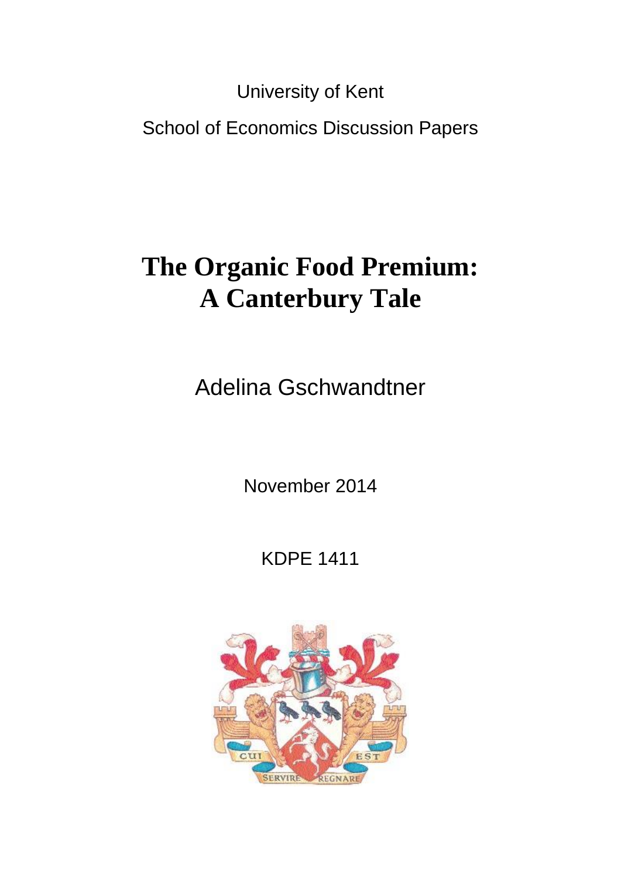University of Kent

School of Economics Discussion Papers

# The Organic Food Premium: A Canterbury Tale

Adelina Gschwandtner

November 2014

KDPE 1411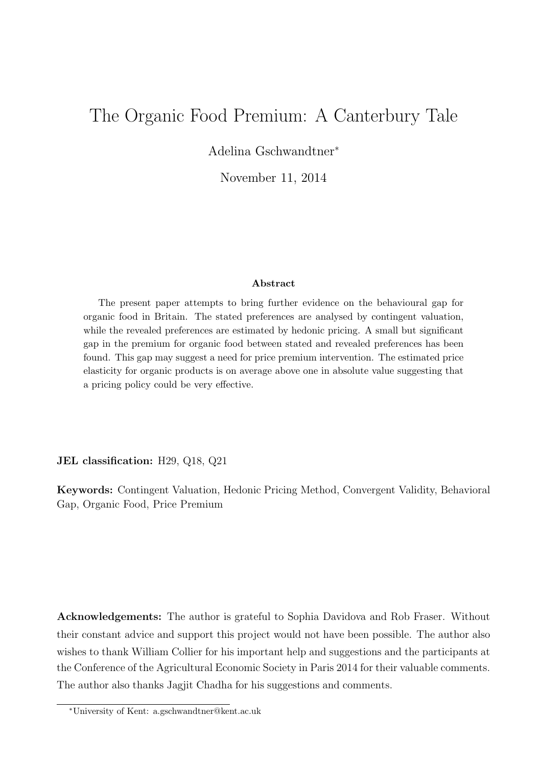# The Organic Food Premium: A Canterbury Tale

Adelina Gschwandtner[*]

November 11, 2014

**Abstract**

The present paper attempts to bring further evidence on the behavioural gap for organic food in Britain. The stated preferences are analysed by contingent valuation, while the revealed preferences are estimated by hedonic pricing. A small but significant gap in the premium for organic food between stated and revealed preferences has been found. This gap may suggest a need for price premium intervention. The estimated price elasticity for organic products is on average above one in absolute value suggesting that a pricing policy could be very effective.

**JEL classification:** H29, Q18, Q21

**Keywords:** Contingent Valuation, Hedonic Pricing Method, Convergent Validity, Behavioral Gap, Organic Food, Price Premium

**Acknowledgements:** The author is grateful to Sophia Davidova and Rob Fraser. Without their constant advice and support this project would not have been possible. The author also wishes to thank William Collier for his important help and suggestions and the participants at the Conference of the Agricultural Economic Society in Paris 2014 for their valuable comments. The author also thanks Jagjit Chadha for his suggestions and comments.

[*] University of Kent: a.gschwandtner@kent.ac.uk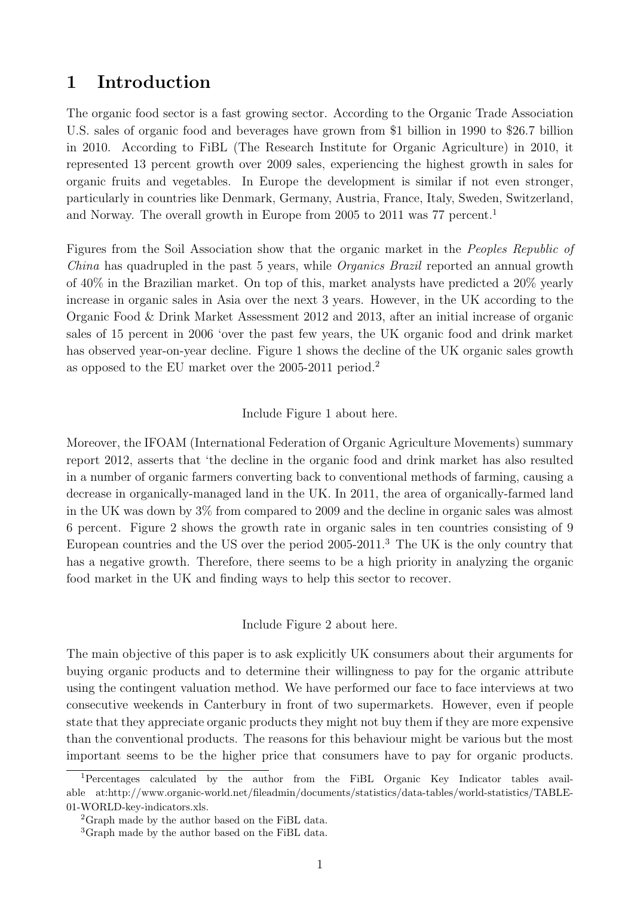# 1 Introduction

The organic food sector is a fast growing sector. According to the Organic Trade Association U.S. sales of organic food and beverages have grown from $1 billion in 1990 to $26.7 billion in 2010. According to FiBL (The Research Institute for Organic Agriculture) in 2010, it represented 13 percent growth over 2009 sales, experiencing the highest growth in sales for organic fruits and vegetables. In Europe the development is similar if not even stronger, particularly in countries like Denmark, Germany, Austria, France, Italy, Sweden, Switzerland, and Norway. The overall growth in Europe from 2005 to 2011 was 77 percent.[1]

Figures from the Soil Association show that the organic market in the *Peoples Republic of China* has quadrupled in the past 5 years, while *Organics Brazil* reported an annual growth of 40% in the Brazilian market. On top of this, market analysts have predicted a 20% yearly increase in organic sales in Asia over the next 3 years. However, in the UK according to the Organic Food & Drink Market Assessment 2012 and 2013, after an initial increase of organic sales of 15 percent in 2006 'over the past few years, the UK organic food and drink market has observed year-on-year decline. Figure 1 shows the decline of the UK organic sales growth as opposed to the EU market over the 2005-2011 period.[2]

Include Figure 1 about here.

Moreover, the IFOAM (International Federation of Organic Agriculture Movements) summary report 2012, asserts that 'the decline in the organic food and drink market has also resulted in a number of organic farmers converting back to conventional methods of farming, causing a decrease in organically-managed land in the UK. In 2011, the area of organically-farmed land in the UK was down by 3% from compared to 2009 and the decline in organic sales was almost 6 percent. Figure 2 shows the growth rate in organic sales in ten countries consisting of 9 European countries and the US over the period 2005-2011.[3] The UK is the only country that has a negative growth. Therefore, there seems to be a high priority in analyzing the organic food market in the UK and finding ways to help this sector to recover.

Include Figure 2 about here.

The main objective of this paper is to ask explicitly UK consumers about their arguments for buying organic products and to determine their willingness to pay for the organic attribute using the contingent valuation method. We have performed our face to face interviews at two consecutive weekends in Canterbury in front of two supermarkets. However, even if people state that they appreciate organic products they might not buy them if they are more expensive than the conventional products. The reasons for this behaviour might be various but the most important seems to be the higher price that consumers have to pay for organic products.

[1] Percentages calculated by the author from the FiBL Organic Key Indicator tables available at:http://www.organic-world.net/fileadmin/documents/statistics/data-tables/world-statistics/TABLE-01-WORLD-key-indicators.xls.

[2] Graph made by the author based on the FiBL data.

[3] Graph made by the author based on the FiBL data.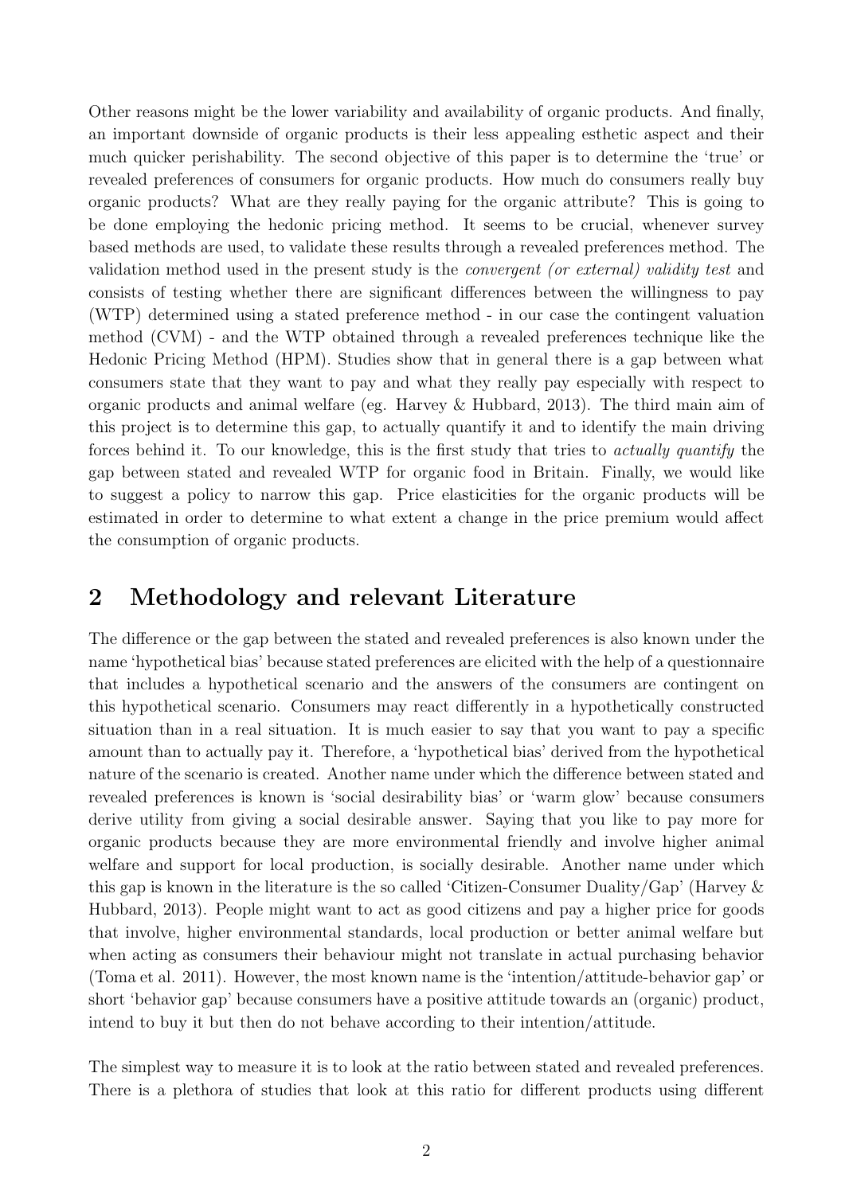Other reasons might be the lower variability and availability of organic products. And finally, an important downside of organic products is their less appealing esthetic aspect and their much quicker perishability. The second objective of this paper is to determine the 'true' or revealed preferences of consumers for organic products. How much do consumers really buy organic products? What are they really paying for the organic attribute? This is going to be done employing the hedonic pricing method. It seems to be crucial, whenever survey based methods are used, to validate these results through a revealed preferences method. The validation method used in the present study is the *convergent (or external) validity test* and consists of testing whether there are significant differences between the willingness to pay (WTP) determined using a stated preference method - in our case the contingent valuation method (CVM) - and the WTP obtained through a revealed preferences technique like the Hedonic Pricing Method (HPM). Studies show that in general there is a gap between what consumers state that they want to pay and what they really pay especially with respect to organic products and animal welfare (eg. Harvey & Hubbard, 2013). The third main aim of this project is to determine this gap, to actually quantify it and to identify the main driving forces behind it. To our knowledge, this is the first study that tries to *actually quantify* the gap between stated and revealed WTP for organic food in Britain. Finally, we would like to suggest a policy to narrow this gap. Price elasticities for the organic products will be estimated in order to determine to what extent a change in the price premium would affect the consumption of organic products.

## 2 Methodology and relevant Literature

The difference or the gap between the stated and revealed preferences is also known under the name 'hypothetical bias' because stated preferences are elicited with the help of a questionnaire that includes a hypothetical scenario and the answers of the consumers are contingent on this hypothetical scenario. Consumers may react differently in a hypothetically constructed situation than in a real situation. It is much easier to say that you want to pay a specific amount than to actually pay it. Therefore, a 'hypothetical bias' derived from the hypothetical nature of the scenario is created. Another name under which the difference between stated and revealed preferences is known is 'social desirability bias' or 'warm glow' because consumers derive utility from giving a social desirable answer. Saying that you like to pay more for organic products because they are more environmental friendly and involve higher animal welfare and support for local production, is socially desirable. Another name under which this gap is known in the literature is the so called 'Citizen-Consumer Duality/Gap' (Harvey & Hubbard, 2013). People might want to act as good citizens and pay a higher price for goods that involve, higher environmental standards, local production or better animal welfare but when acting as consumers their behaviour might not translate in actual purchasing behavior (Toma et al. 2011). However, the most known name is the 'intention/attitude-behavior gap' or short 'behavior gap' because consumers have a positive attitude towards an (organic) product, intend to buy it but then do not behave according to their intention/attitude.

The simplest way to measure it is to look at the ratio between stated and revealed preferences. There is a plethora of studies that look at this ratio for different products using different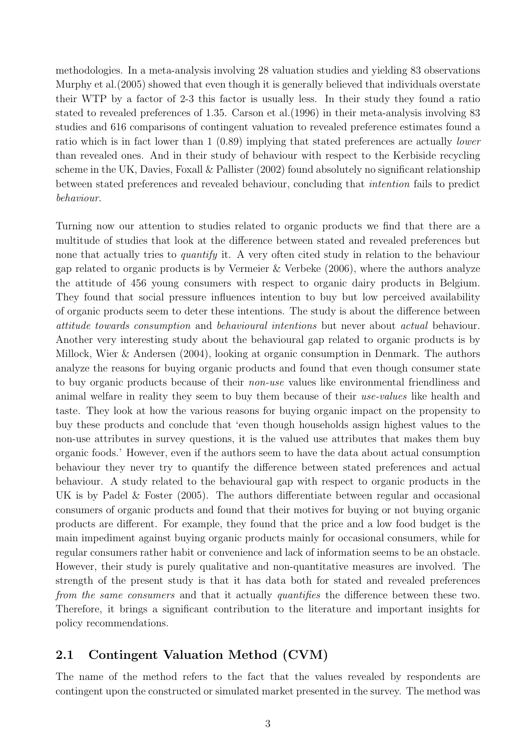methodologies. In a meta-analysis involving 28 valuation studies and yielding 83 observations Murphy et al.(2005) showed that even though it is generally believed that individuals overstate their WTP by a factor of 2-3 this factor is usually less. In their study they found a ratio stated to revealed preferences of 1.35. Carson et al.(1996) in their meta-analysis involving 83 studies and 616 comparisons of contingent valuation to revealed preference estimates found a ratio which is in fact lower than 1 (0.89) implying that stated preferences are actually *lower* than revealed ones. And in their study of behaviour with respect to the Kerbiside recycling scheme in the UK, Davies, Foxall & Pallister (2002) found absolutely no significant relationship between stated preferences and revealed behaviour, concluding that *intention* fails to predict *behaviour*.

Turning now our attention to studies related to organic products we find that there are a multitude of studies that look at the difference between stated and revealed preferences but none that actually tries to *quantify* it. A very often cited study in relation to the behaviour gap related to organic products is by Vermeier & Verbeke (2006), where the authors analyze the attitude of 456 young consumers with respect to organic dairy products in Belgium. They found that social pressure influences intention to buy but low perceived availability of organic products seem to deter these intentions. The study is about the difference between *attitude towards consumption* and *behavioural intentions* but never about *actual* behaviour. Another very interesting study about the behavioural gap related to organic products is by Millock, Wier & Andersen (2004), looking at organic consumption in Denmark. The authors analyze the reasons for buying organic products and found that even though consumer state to buy organic products because of their *non-use* values like environmental friendliness and animal welfare in reality they seem to buy them because of their *use-values* like health and taste. They look at how the various reasons for buying organic impact on the propensity to buy these products and conclude that 'even though households assign highest values to the non-use attributes in survey questions, it is the valued use attributes that makes them buy organic foods.' However, even if the authors seem to have the data about actual consumption behaviour they never try to quantify the difference between stated preferences and actual behaviour. A study related to the behavioural gap with respect to organic products in the UK is by Padel & Foster (2005). The authors differentiate between regular and occasional consumers of organic products and found that their motives for buying or not buying organic products are different. For example, they found that the price and a low food budget is the main impediment against buying organic products mainly for occasional consumers, while for regular consumers rather habit or convenience and lack of information seems to be an obstacle. However, their study is purely qualitative and non-quantitative measures are involved. The strength of the present study is that it has data both for stated and revealed preferences *from the same consumers* and that it actually *quantifies* the difference between these two. Therefore, it brings a significant contribution to the literature and important insights for policy recommendations.

## 2.1 Contingent Valuation Method (CVM)

The name of the method refers to the fact that the values revealed by respondents are contingent upon the constructed or simulated market presented in the survey. The method was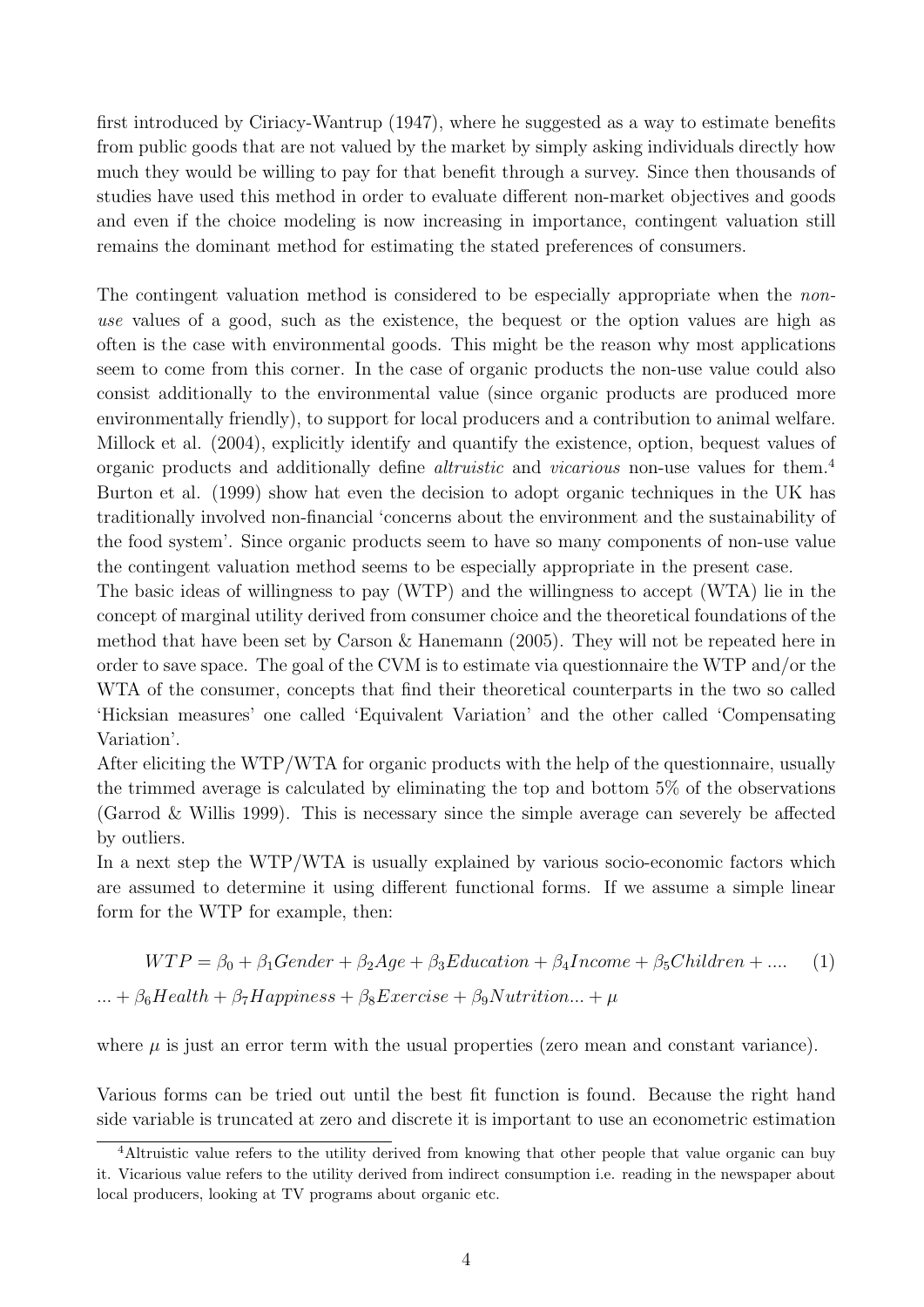first introduced by Ciriacy-Wantrup (1947), where he suggested as a way to estimate benefits from public goods that are not valued by the market by simply asking individuals directly how much they would be willing to pay for that benefit through a survey. Since then thousands of studies have used this method in order to evaluate different non-market objectives and goods and even if the choice modeling is now increasing in importance, contingent valuation still remains the dominant method for estimating the stated preferences of consumers.

The contingent valuation method is considered to be especially appropriate when the *non-use* values of a good, such as the existence, the bequest or the option values are high as often is the case with environmental goods. This might be the reason why most applications seem to come from this corner. In the case of organic products the non-use value could also consist additionally to the environmental value (since organic products are produced more environmentally friendly), to support for local producers and a contribution to animal welfare. Millock et al. (2004), explicitly identify and quantify the existence, option, bequest values of organic products and additionally define *altruistic* and *vicarious* non-use values for them.[4] Burton et al. (1999) show hat even the decision to adopt organic techniques in the UK has traditionally involved non-financial 'concerns about the environment and the sustainability of the food system'. Since organic products seem to have so many components of non-use value the contingent valuation method seems to be especially appropriate in the present case.

The basic ideas of willingness to pay (WTP) and the willingness to accept (WTA) lie in the concept of marginal utility derived from consumer choice and the theoretical foundations of the method that have been set by Carson & Hanemann (2005). They will not be repeated here in order to save space. The goal of the CVM is to estimate via questionnaire the WTP and/or the WTA of the consumer, concepts that find their theoretical counterparts in the two so called 'Hicksian measures' one called 'Equivalent Variation' and the other called 'Compensating Variation'.

After eliciting the WTP/WTA for organic products with the help of the questionnaire, usually the trimmed average is calculated by eliminating the top and bottom 5% of the observations (Garrod & Willis 1999). This is necessary since the simple average can severely be affected by outliers.

In a next step the WTP/WTA is usually explained by various socio-economic factors which are assumed to determine it using different functional forms. If we assume a simple linear form for the WTP for example, then:

$$WTP = \beta_0 + \beta_1 Gender + \beta_2 Age + \beta_3 Education + \beta_4 Income + \beta_5 Children + .... \quad (1)$$

$$... + \beta_6 Health + \beta_7 Happiness + \beta_8 Exercise + \beta_9 Nutrition... + \mu$$

where $\mu$ is just an error term with the usual properties (zero mean and constant variance).

Various forms can be tried out until the best fit function is found. Because the right hand side variable is truncated at zero and discrete it is important to use an econometric estimation

[4] Altruistic value refers to the utility derived from knowing that other people that value organic can buy it. Vicarious value refers to the utility derived from indirect consumption i.e. reading in the newspaper about local producers, looking at TV programs about organic etc.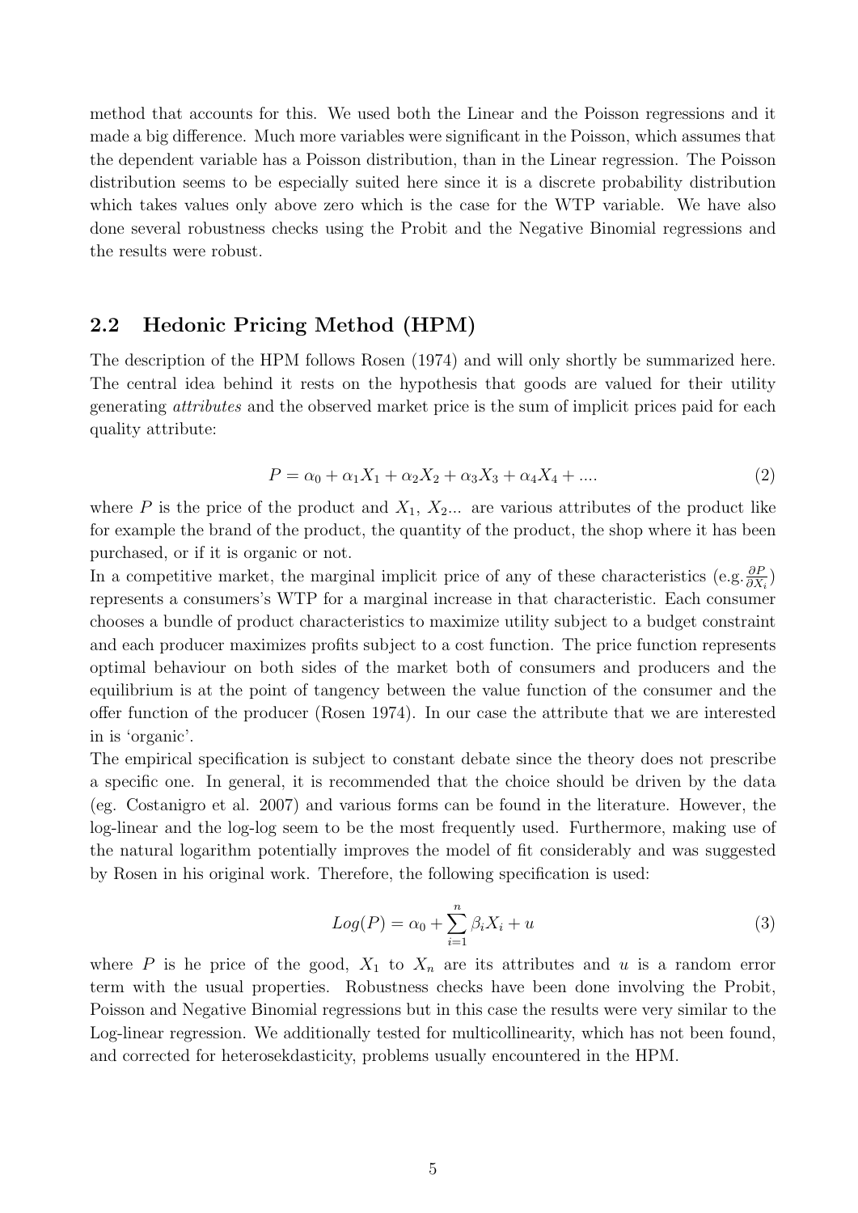method that accounts for this. We used both the Linear and the Poisson regressions and it made a big difference. Much more variables were significant in the Poisson, which assumes that the dependent variable has a Poisson distribution, than in the Linear regression. The Poisson distribution seems to be especially suited here since it is a discrete probability distribution which takes values only above zero which is the case for the WTP variable. We have also done several robustness checks using the Probit and the Negative Binomial regressions and the results were robust.

## 2.2 Hedonic Pricing Method (HPM)

The description of the HPM follows Rosen (1974) and will only shortly be summarized here. The central idea behind it rests on the hypothesis that goods are valued for their utility generating *attributes* and the observed market price is the sum of implicit prices paid for each quality attribute:

$$P = \alpha_0 + \alpha_1 X_1 + \alpha_2 X_2 + \alpha_3 X_3 + \alpha_4 X_4 + .... \tag{2}$$

where $P$ is the price of the product and $X_1$, $X_2$... are various attributes of the product like for example the brand of the product, the quantity of the product, the shop where it has been purchased, or if it is organic or not.

In a competitive market, the marginal implicit price of any of these characteristics (e.g. $\frac{\partial P}{\partial X_i}$) represents a consumers's WTP for a marginal increase in that characteristic. Each consumer chooses a bundle of product characteristics to maximize utility subject to a budget constraint and each producer maximizes profits subject to a cost function. The price function represents optimal behaviour on both sides of the market both of consumers and producers and the equilibrium is at the point of tangency between the value function of the consumer and the offer function of the producer (Rosen 1974). In our case the attribute that we are interested in is 'organic'.

The empirical specification is subject to constant debate since the theory does not prescribe a specific one. In general, it is recommended that the choice should be driven by the data (eg. Costanigro et al. 2007) and various forms can be found in the literature. However, the log-linear and the log-log seem to be the most frequently used. Furthermore, making use of the natural logarithm potentially improves the model of fit considerably and was suggested by Rosen in his original work. Therefore, the following specification is used:

$$Log(P) = \alpha_0 + \sum_{i=1}^{n} \beta_i X_i + u \tag{3}$$

where $P$ is he price of the good, $X_1$ to $X_n$ are its attributes and $u$ is a random error term with the usual properties. Robustness checks have been done involving the Probit, Poisson and Negative Binomial regressions but in this case the results were very similar to the Log-linear regression. We additionally tested for multicollinearity, which has not been found, and corrected for heterosekdasticity, problems usually encountered in the HPM.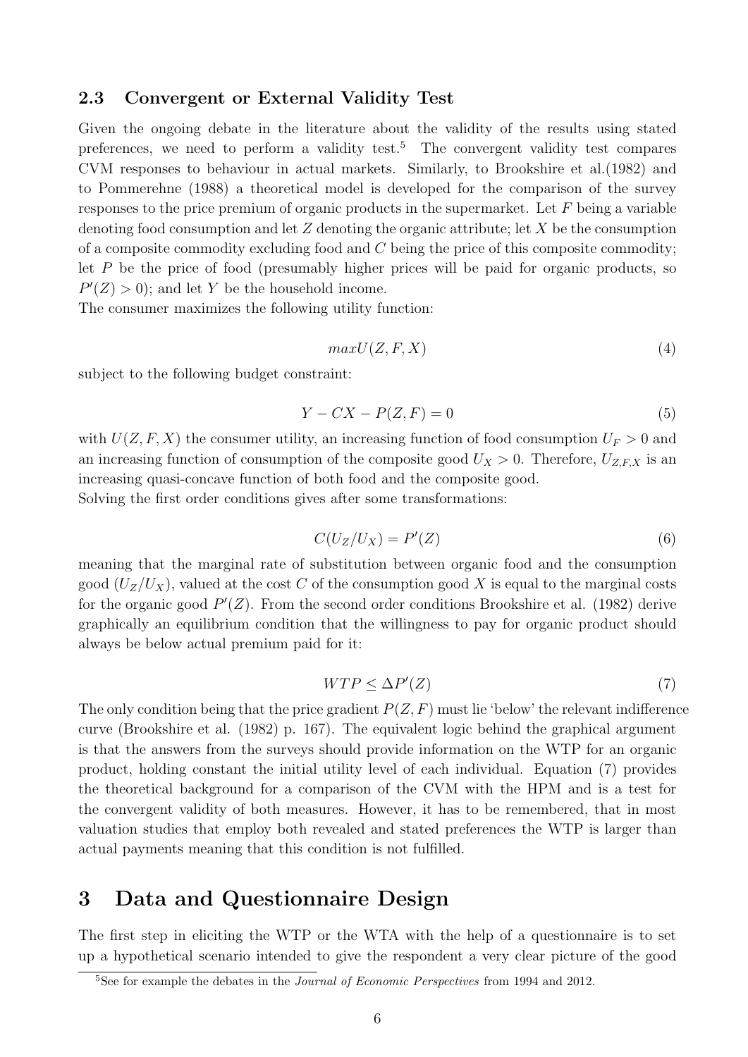### 2.3 Convergent or External Validity Test

Given the ongoing debate in the literature about the validity of the results using stated preferences, we need to perform a validity test.[5] The convergent validity test compares CVM responses to behaviour in actual markets. Similarly, to Brookshire et al.(1982) and to Pommerehne (1988) a theoretical model is developed for the comparison of the survey responses to the price premium of organic products in the supermarket. Let $F$ being a variable denoting food consumption and let $Z$ denoting the organic attribute; let $X$ be the consumption of a composite commodity excluding food and $C$ being the price of this composite commodity; let $P$ be the price of food (presumably higher prices will be paid for organic products, so $P'(Z) > 0$); and let $Y$ be the household income.

The consumer maximizes the following utility function:

$$maxU(Z, F, X) \tag{4}$$

subject to the following budget constraint:

$$Y - CX - P(Z, F) = 0 \tag{5}$$

with $U(Z, F, X)$ the consumer utility, an increasing function of food consumption $U_F > 0$ and an increasing function of consumption of the composite good $U_X > 0$. Therefore, $U_{Z,F,X}$ is an increasing quasi-concave function of both food and the composite good.

Solving the first order conditions gives after some transformations:

$$C(U_Z/U_X) = P'(Z) \tag{6}$$

meaning that the marginal rate of substitution between organic food and the consumption good $(U_Z/U_X)$, valued at the cost $C$ of the consumption good $X$ is equal to the marginal costs for the organic good $P'(Z)$. From the second order conditions Brookshire et al. (1982) derive graphically an equilibrium condition that the willingness to pay for organic product should always be below actual premium paid for it:

$$WTP \leq \Delta P'(Z) \tag{7}$$

The only condition being that the price gradient $P(Z, F)$ must lie 'below' the relevant indifference curve (Brookshire et al. (1982) p. 167). The equivalent logic behind the graphical argument is that the answers from the surveys should provide information on the WTP for an organic product, holding constant the initial utility level of each individual. Equation (7) provides the theoretical background for a comparison of the CVM with the HPM and is a test for the convergent validity of both measures. However, it has to be remembered, that in most valuation studies that employ both revealed and stated preferences the WTP is larger than actual payments meaning that this condition is not fulfilled.

# 3 Data and Questionnaire Design

The first step in eliciting the WTP or the WTA with the help of a questionnaire is to set up a hypothetical scenario intended to give the respondent a very clear picture of the good

[5] See for example the debates in the *Journal of Economic Perspectives* from 1994 and 2012.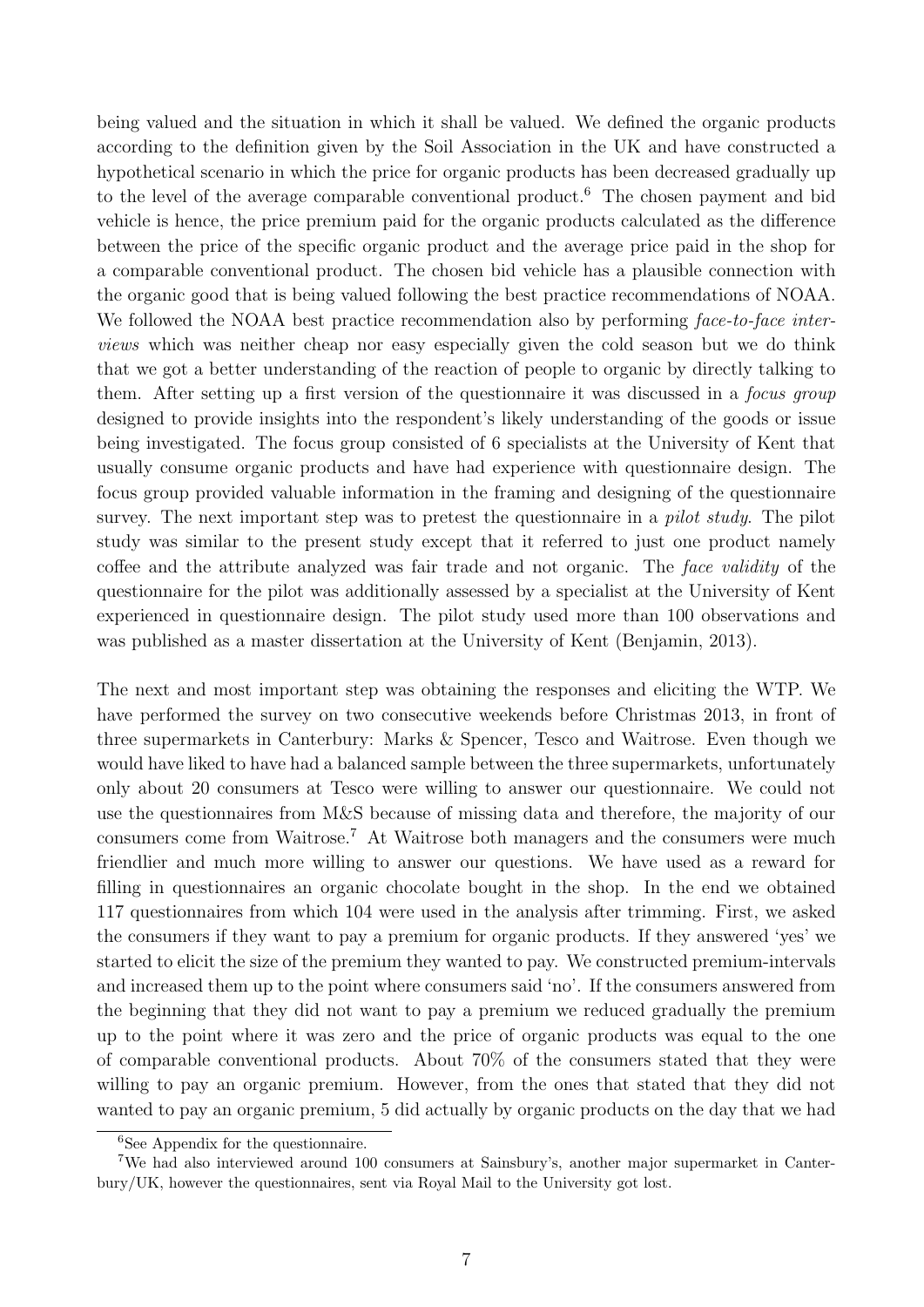being valued and the situation in which it shall be valued. We defined the organic products according to the definition given by the Soil Association in the UK and have constructed a hypothetical scenario in which the price for organic products has been decreased gradually up to the level of the average comparable conventional product.[6] The chosen payment and bid vehicle is hence, the price premium paid for the organic products calculated as the difference between the price of the specific organic product and the average price paid in the shop for a comparable conventional product. The chosen bid vehicle has a plausible connection with the organic good that is being valued following the best practice recommendations of NOAA. We followed the NOAA best practice recommendation also by performing *face-to-face interviews* which was neither cheap nor easy especially given the cold season but we do think that we got a better understanding of the reaction of people to organic by directly talking to them. After setting up a first version of the questionnaire it was discussed in a *focus group* designed to provide insights into the respondent's likely understanding of the goods or issue being investigated. The focus group consisted of 6 specialists at the University of Kent that usually consume organic products and have had experience with questionnaire design. The focus group provided valuable information in the framing and designing of the questionnaire survey. The next important step was to pretest the questionnaire in a *pilot study*. The pilot study was similar to the present study except that it referred to just one product namely coffee and the attribute analyzed was fair trade and not organic. The *face validity* of the questionnaire for the pilot was additionally assessed by a specialist at the University of Kent experienced in questionnaire design. The pilot study used more than 100 observations and was published as a master dissertation at the University of Kent (Benjamin, 2013).

The next and most important step was obtaining the responses and eliciting the WTP. We have performed the survey on two consecutive weekends before Christmas 2013, in front of three supermarkets in Canterbury: Marks & Spencer, Tesco and Waitrose. Even though we would have liked to have had a balanced sample between the three supermarkets, unfortunately only about 20 consumers at Tesco were willing to answer our questionnaire. We could not use the questionnaires from M&S because of missing data and therefore, the majority of our consumers come from Waitrose.[7] At Waitrose both managers and the consumers were much friendlier and much more willing to answer our questions. We have used as a reward for filling in questionnaires an organic chocolate bought in the shop. In the end we obtained 117 questionnaires from which 104 were used in the analysis after trimming. First, we asked the consumers if they want to pay a premium for organic products. If they answered 'yes' we started to elicit the size of the premium they wanted to pay. We constructed premium-intervals and increased them up to the point where consumers said 'no'. If the consumers answered from the beginning that they did not want to pay a premium we reduced gradually the premium up to the point where it was zero and the price of organic products was equal to the one of comparable conventional products. About 70% of the consumers stated that they were willing to pay an organic premium. However, from the ones that stated that they did not wanted to pay an organic premium, 5 did actually by organic products on the day that we had

[6] See Appendix for the questionnaire.

[7] We had also interviewed around 100 consumers at Sainsbury's, another major supermarket in Canterbury/UK, however the questionnaires, sent via Royal Mail to the University got lost.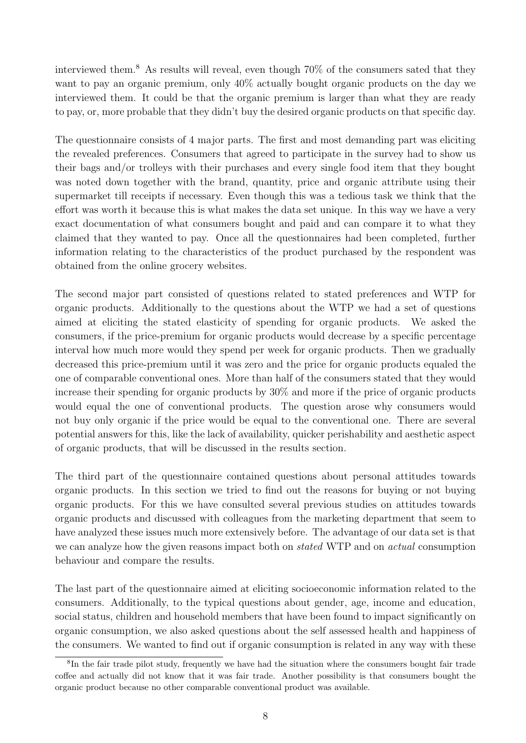interviewed them.[8] As results will reveal, even though 70% of the consumers sated that they want to pay an organic premium, only 40% actually bought organic products on the day we interviewed them. It could be that the organic premium is larger than what they are ready to pay, or, more probable that they didn't buy the desired organic products on that specific day.

The questionnaire consists of 4 major parts. The first and most demanding part was eliciting the revealed preferences. Consumers that agreed to participate in the survey had to show us their bags and/or trolleys with their purchases and every single food item that they bought was noted down together with the brand, quantity, price and organic attribute using their supermarket till receipts if necessary. Even though this was a tedious task we think that the effort was worth it because this is what makes the data set unique. In this way we have a very exact documentation of what consumers bought and paid and can compare it to what they claimed that they wanted to pay. Once all the questionnaires had been completed, further information relating to the characteristics of the product purchased by the respondent was obtained from the online grocery websites.

The second major part consisted of questions related to stated preferences and WTP for organic products. Additionally to the questions about the WTP we had a set of questions aimed at eliciting the stated elasticity of spending for organic products. We asked the consumers, if the price-premium for organic products would decrease by a specific percentage interval how much more would they spend per week for organic products. Then we gradually decreased this price-premium until it was zero and the price for organic products equaled the one of comparable conventional ones. More than half of the consumers stated that they would increase their spending for organic products by 30% and more if the price of organic products would equal the one of conventional products. The question arose why consumers would not buy only organic if the price would be equal to the conventional one. There are several potential answers for this, like the lack of availability, quicker perishability and aesthetic aspect of organic products, that will be discussed in the results section.

The third part of the questionnaire contained questions about personal attitudes towards organic products. In this section we tried to find out the reasons for buying or not buying organic products. For this we have consulted several previous studies on attitudes towards organic products and discussed with colleagues from the marketing department that seem to have analyzed these issues much more extensively before. The advantage of our data set is that we can analyze how the given reasons impact both on *stated* WTP and on *actual* consumption behaviour and compare the results.

The last part of the questionnaire aimed at eliciting socioeconomic information related to the consumers. Additionally, to the typical questions about gender, age, income and education, social status, children and household members that have been found to impact significantly on organic consumption, we also asked questions about the self assessed health and happiness of the consumers. We wanted to find out if organic consumption is related in any way with these

[8] In the fair trade pilot study, frequently we have had the situation where the consumers bought fair trade coffee and actually did not know that it was fair trade. Another possibility is that consumers bought the organic product because no other comparable conventional product was available.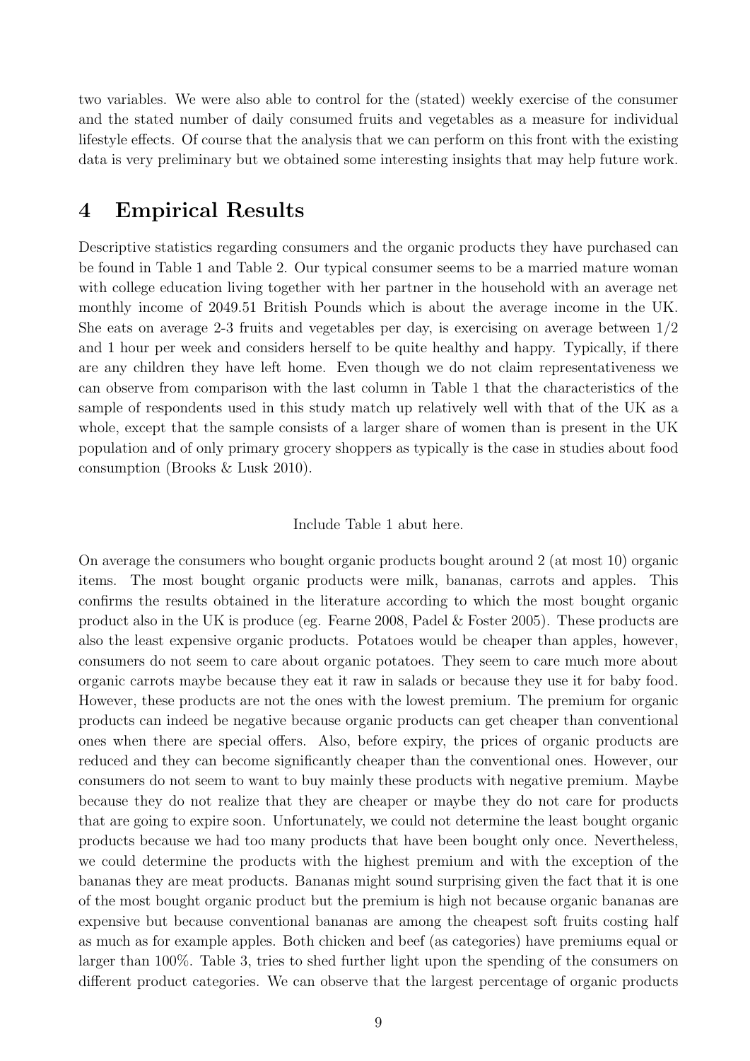two variables. We were also able to control for the (stated) weekly exercise of the consumer and the stated number of daily consumed fruits and vegetables as a measure for individual lifestyle effects. Of course that the analysis that we can perform on this front with the existing data is very preliminary but we obtained some interesting insights that may help future work.

# 4 Empirical Results

Descriptive statistics regarding consumers and the organic products they have purchased can be found in Table 1 and Table 2. Our typical consumer seems to be a married mature woman with college education living together with her partner in the household with an average net monthly income of 2049.51 British Pounds which is about the average income in the UK. She eats on average 2-3 fruits and vegetables per day, is exercising on average between 1/2 and 1 hour per week and considers herself to be quite healthy and happy. Typically, if there are any children they have left home. Even though we do not claim representativeness we can observe from comparison with the last column in Table 1 that the characteristics of the sample of respondents used in this study match up relatively well with that of the UK as a whole, except that the sample consists of a larger share of women than is present in the UK population and of only primary grocery shoppers as typically is the case in studies about food consumption (Brooks & Lusk 2010).

Include Table 1 abut here.

On average the consumers who bought organic products bought around 2 (at most 10) organic items. The most bought organic products were milk, bananas, carrots and apples. This confirms the results obtained in the literature according to which the most bought organic product also in the UK is produce (eg. Fearne 2008, Padel & Foster 2005). These products are also the least expensive organic products. Potatoes would be cheaper than apples, however, consumers do not seem to care about organic potatoes. They seem to care much more about organic carrots maybe because they eat it raw in salads or because they use it for baby food. However, these products are not the ones with the lowest premium. The premium for organic products can indeed be negative because organic products can get cheaper than conventional ones when there are special offers. Also, before expiry, the prices of organic products are reduced and they can become significantly cheaper than the conventional ones. However, our consumers do not seem to want to buy mainly these products with negative premium. Maybe because they do not realize that they are cheaper or maybe they do not care for products that are going to expire soon. Unfortunately, we could not determine the least bought organic products because we had too many products that have been bought only once. Nevertheless, we could determine the products with the highest premium and with the exception of the bananas they are meat products. Bananas might sound surprising given the fact that it is one of the most bought organic product but the premium is high not because organic bananas are expensive but because conventional bananas are among the cheapest soft fruits costing half as much as for example apples. Both chicken and beef (as categories) have premiums equal or larger than 100%. Table 3, tries to shed further light upon the spending of the consumers on different product categories. We can observe that the largest percentage of organic products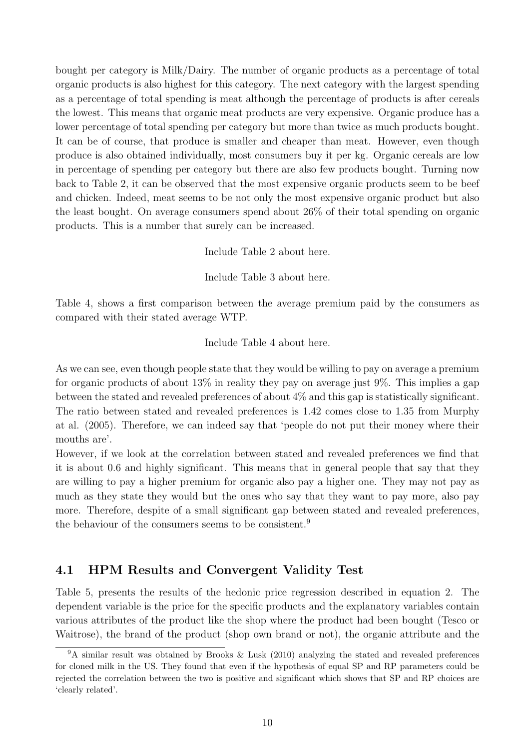bought per category is Milk/Dairy. The number of organic products as a percentage of total organic products is also highest for this category. The next category with the largest spending as a percentage of total spending is meat although the percentage of products is after cereals the lowest. This means that organic meat products are very expensive. Organic produce has a lower percentage of total spending per category but more than twice as much products bought. It can be of course, that produce is smaller and cheaper than meat. However, even though produce is also obtained individually, most consumers buy it per kg. Organic cereals are low in percentage of spending per category but there are also few products bought. Turning now back to Table 2, it can be observed that the most expensive organic products seem to be beef and chicken. Indeed, meat seems to be not only the most expensive organic product but also the least bought. On average consumers spend about 26% of their total spending on organic products. This is a number that surely can be increased.

Include Table 2 about here.

Include Table 3 about here.

Table 4, shows a first comparison between the average premium paid by the consumers as compared with their stated average WTP.

Include Table 4 about here.

As we can see, even though people state that they would be willing to pay on average a premium for organic products of about 13% in reality they pay on average just 9%. This implies a gap between the stated and revealed preferences of about 4% and this gap is statistically significant. The ratio between stated and revealed preferences is 1.42 comes close to 1.35 from Murphy at al. (2005). Therefore, we can indeed say that 'people do not put their money where their mouths are'.

However, if we look at the correlation between stated and revealed preferences we find that it is about 0.6 and highly significant. This means that in general people that say that they are willing to pay a higher premium for organic also pay a higher one. They may not pay as much as they state they would but the ones who say that they want to pay more, also pay more. Therefore, despite of a small significant gap between stated and revealed preferences, the behaviour of the consumers seems to be consistent.[9]

## 4.1 HPM Results and Convergent Validity Test

Table 5, presents the results of the hedonic price regression described in equation 2. The dependent variable is the price for the specific products and the explanatory variables contain various attributes of the product like the shop where the product had been bought (Tesco or Waitrose), the brand of the product (shop own brand or not), the organic attribute and the

[9] A similar result was obtained by Brooks & Lusk (2010) analyzing the stated and revealed preferences for cloned milk in the US. They found that even if the hypothesis of equal SP and RP parameters could be rejected the correlation between the two is positive and significant which shows that SP and RP choices are 'clearly related'.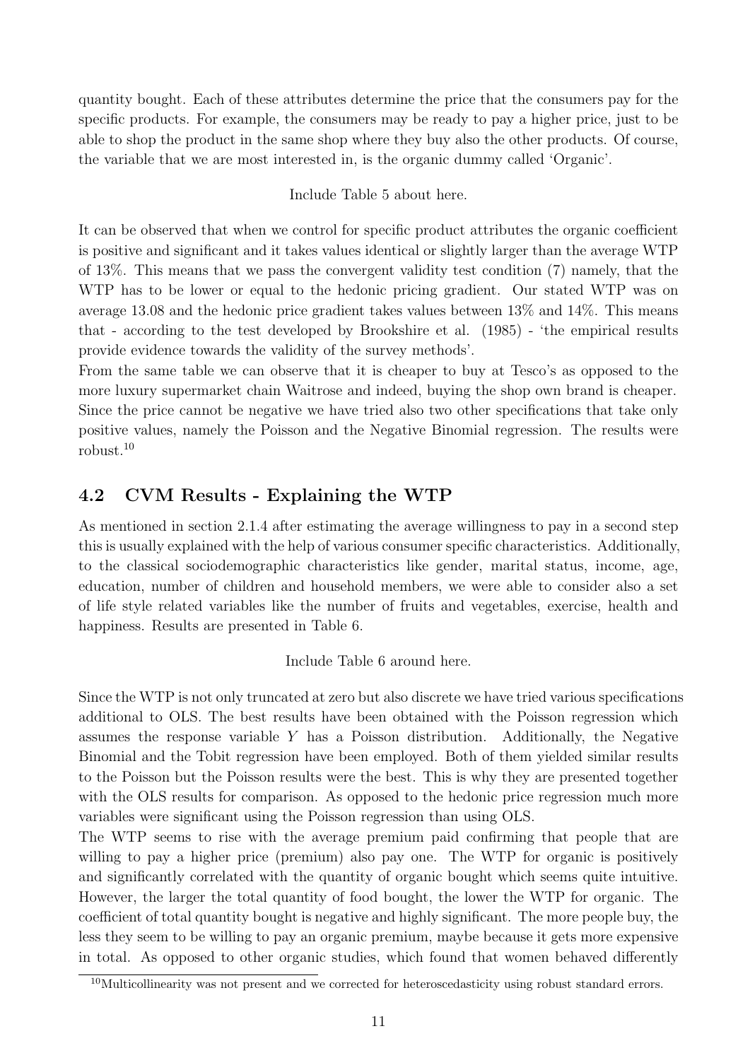quantity bought. Each of these attributes determine the price that the consumers pay for the specific products. For example, the consumers may be ready to pay a higher price, just to be able to shop the product in the same shop where they buy also the other products. Of course, the variable that we are most interested in, is the organic dummy called 'Organic'.

Include Table 5 about here.

It can be observed that when we control for specific product attributes the organic coefficient is positive and significant and it takes values identical or slightly larger than the average WTP of 13%. This means that we pass the convergent validity test condition (7) namely, that the WTP has to be lower or equal to the hedonic pricing gradient. Our stated WTP was on average 13.08 and the hedonic price gradient takes values between 13% and 14%. This means that - according to the test developed by Brookshire et al. (1985) - 'the empirical results provide evidence towards the validity of the survey methods'.

From the same table we can observe that it is cheaper to buy at Tesco's as opposed to the more luxury supermarket chain Waitrose and indeed, buying the shop own brand is cheaper. Since the price cannot be negative we have tried also two other specifications that take only positive values, namely the Poisson and the Negative Binomial regression. The results were robust.[10]

## 4.2 CVM Results - Explaining the WTP

As mentioned in section 2.1.4 after estimating the average willingness to pay in a second step this is usually explained with the help of various consumer specific characteristics. Additionally, to the classical sociodemographic characteristics like gender, marital status, income, age, education, number of children and household members, we were able to consider also a set of life style related variables like the number of fruits and vegetables, exercise, health and happiness. Results are presented in Table 6.

Include Table 6 around here.

Since the WTP is not only truncated at zero but also discrete we have tried various specifications additional to OLS. The best results have been obtained with the Poisson regression which assumes the response variable $Y$ has a Poisson distribution. Additionally, the Negative Binomial and the Tobit regression have been employed. Both of them yielded similar results to the Poisson but the Poisson results were the best. This is why they are presented together with the OLS results for comparison. As opposed to the hedonic price regression much more variables were significant using the Poisson regression than using OLS.

The WTP seems to rise with the average premium paid confirming that people that are willing to pay a higher price (premium) also pay one. The WTP for organic is positively and significantly correlated with the quantity of organic bought which seems quite intuitive. However, the larger the total quantity of food bought, the lower the WTP for organic. The coefficient of total quantity bought is negative and highly significant. The more people buy, the less they seem to be willing to pay an organic premium, maybe because it gets more expensive in total. As opposed to other organic studies, which found that women behaved differently

[10] Multicollinearity was not present and we corrected for heteroscedasticity using robust standard errors.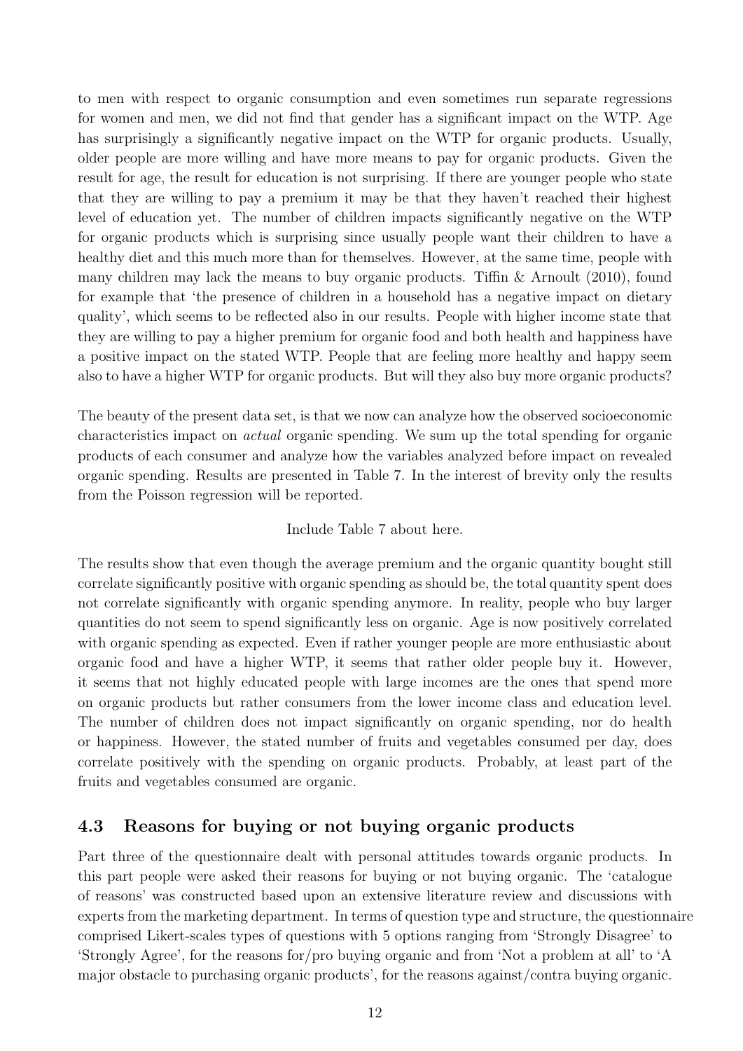to men with respect to organic consumption and even sometimes run separate regressions for women and men, we did not find that gender has a significant impact on the WTP. Age has surprisingly a significantly negative impact on the WTP for organic products. Usually, older people are more willing and have more means to pay for organic products. Given the result for age, the result for education is not surprising. If there are younger people who state that they are willing to pay a premium it may be that they haven't reached their highest level of education yet. The number of children impacts significantly negative on the WTP for organic products which is surprising since usually people want their children to have a healthy diet and this much more than for themselves. However, at the same time, people with many children may lack the means to buy organic products. Tiffin & Arnoult (2010), found for example that 'the presence of children in a household has a negative impact on dietary quality', which seems to be reflected also in our results. People with higher income state that they are willing to pay a higher premium for organic food and both health and happiness have a positive impact on the stated WTP. People that are feeling more healthy and happy seem also to have a higher WTP for organic products. But will they also buy more organic products?

The beauty of the present data set, is that we now can analyze how the observed socioeconomic characteristics impact on *actual* organic spending. We sum up the total spending for organic products of each consumer and analyze how the variables analyzed before impact on revealed organic spending. Results are presented in Table 7. In the interest of brevity only the results from the Poisson regression will be reported.

Include Table 7 about here.

The results show that even though the average premium and the organic quantity bought still correlate significantly positive with organic spending as should be, the total quantity spent does not correlate significantly with organic spending anymore. In reality, people who buy larger quantities do not seem to spend significantly less on organic. Age is now positively correlated with organic spending as expected. Even if rather younger people are more enthusiastic about organic food and have a higher WTP, it seems that rather older people buy it. However, it seems that not highly educated people with large incomes are the ones that spend more on organic products but rather consumers from the lower income class and education level. The number of children does not impact significantly on organic spending, nor do health or happiness. However, the stated number of fruits and vegetables consumed per day, does correlate positively with the spending on organic products. Probably, at least part of the fruits and vegetables consumed are organic.

## 4.3 Reasons for buying or not buying organic products

Part three of the questionnaire dealt with personal attitudes towards organic products. In this part people were asked their reasons for buying or not buying organic. The 'catalogue of reasons' was constructed based upon an extensive literature review and discussions with experts from the marketing department. In terms of question type and structure, the questionnaire comprised Likert-scales types of questions with 5 options ranging from 'Strongly Disagree' to 'Strongly Agree', for the reasons for/pro buying organic and from 'Not a problem at all' to 'A major obstacle to purchasing organic products', for the reasons against/contra buying organic.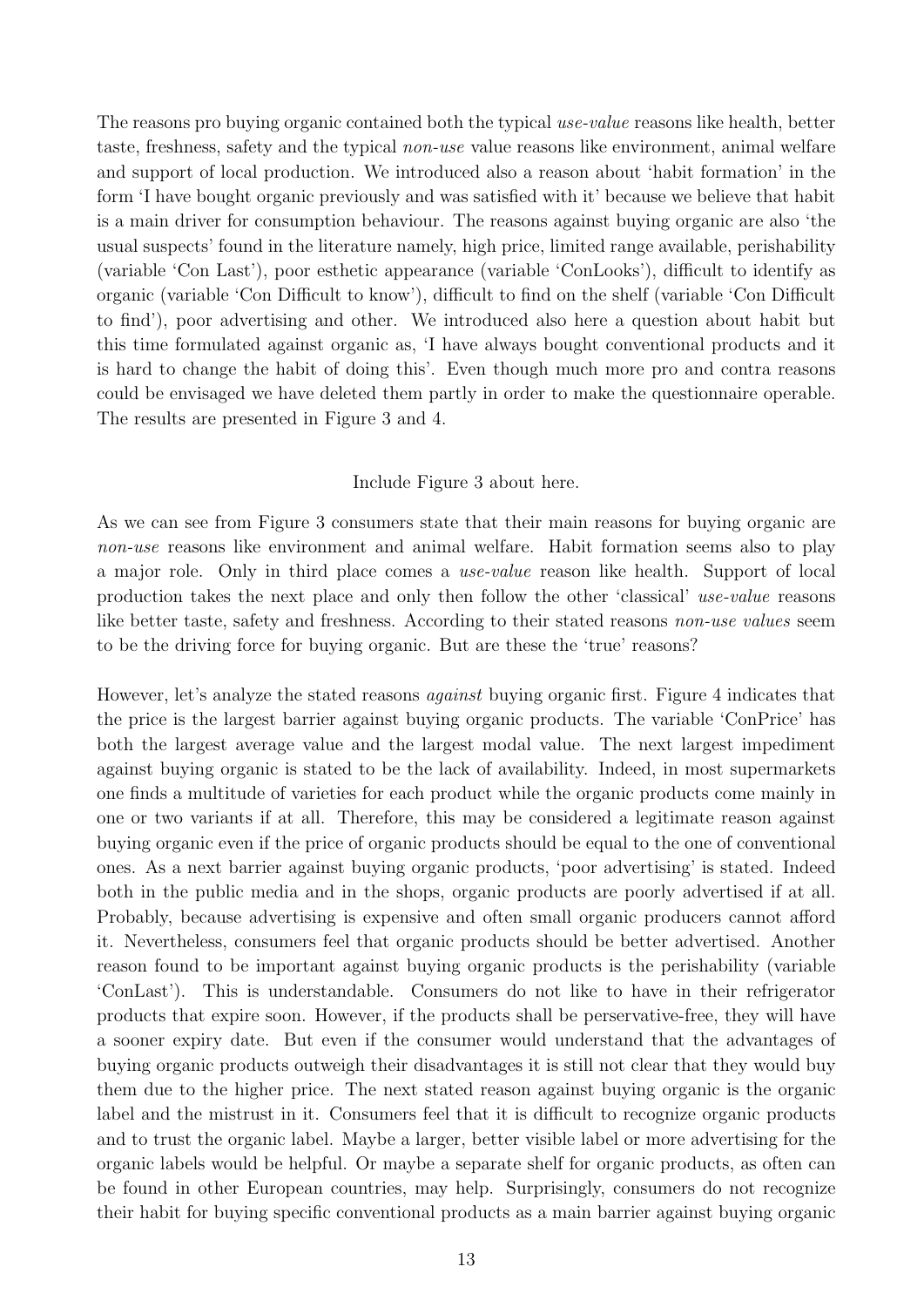The reasons pro buying organic contained both the typical *use-value* reasons like health, better taste, freshness, safety and the typical *non-use* value reasons like environment, animal welfare and support of local production. We introduced also a reason about 'habit formation' in the form 'I have bought organic previously and was satisfied with it' because we believe that habit is a main driver for consumption behaviour. The reasons against buying organic are also 'the usual suspects' found in the literature namely, high price, limited range available, perishability (variable 'Con Last'), poor esthetic appearance (variable 'ConLooks'), difficult to identify as organic (variable 'Con Difficult to know'), difficult to find on the shelf (variable 'Con Difficult to find'), poor advertising and other. We introduced also here a question about habit but this time formulated against organic as, 'I have always bought conventional products and it is hard to change the habit of doing this'. Even though much more pro and contra reasons could be envisaged we have deleted them partly in order to make the questionnaire operable. The results are presented in Figure 3 and 4.

Include Figure 3 about here.

As we can see from Figure 3 consumers state that their main reasons for buying organic are *non-use* reasons like environment and animal welfare. Habit formation seems also to play a major role. Only in third place comes a *use-value* reason like health. Support of local production takes the next place and only then follow the other 'classical' *use-value* reasons like better taste, safety and freshness. According to their stated reasons *non-use values* seem to be the driving force for buying organic. But are these the 'true' reasons?

However, let's analyze the stated reasons *against* buying organic first. Figure 4 indicates that the price is the largest barrier against buying organic products. The variable 'ConPrice' has both the largest average value and the largest modal value. The next largest impediment against buying organic is stated to be the lack of availability. Indeed, in most supermarkets one finds a multitude of varieties for each product while the organic products come mainly in one or two variants if at all. Therefore, this may be considered a legitimate reason against buying organic even if the price of organic products should be equal to the one of conventional ones. As a next barrier against buying organic products, 'poor advertising' is stated. Indeed both in the public media and in the shops, organic products are poorly advertised if at all. Probably, because advertising is expensive and often small organic producers cannot afford it. Nevertheless, consumers feel that organic products should be better advertised. Another reason found to be important against buying organic products is the perishability (variable 'ConLast'). This is understandable. Consumers do not like to have in their refrigerator products that expire soon. However, if the products shall be perservative-free, they will have a sooner expiry date. But even if the consumer would understand that the advantages of buying organic products outweigh their disadvantages it is still not clear that they would buy them due to the higher price. The next stated reason against buying organic is the organic label and the mistrust in it. Consumers feel that it is difficult to recognize organic products and to trust the organic label. Maybe a larger, better visible label or more advertising for the organic labels would be helpful. Or maybe a separate shelf for organic products, as often can be found in other European countries, may help. Surprisingly, consumers do not recognize their habit for buying specific conventional products as a main barrier against buying organic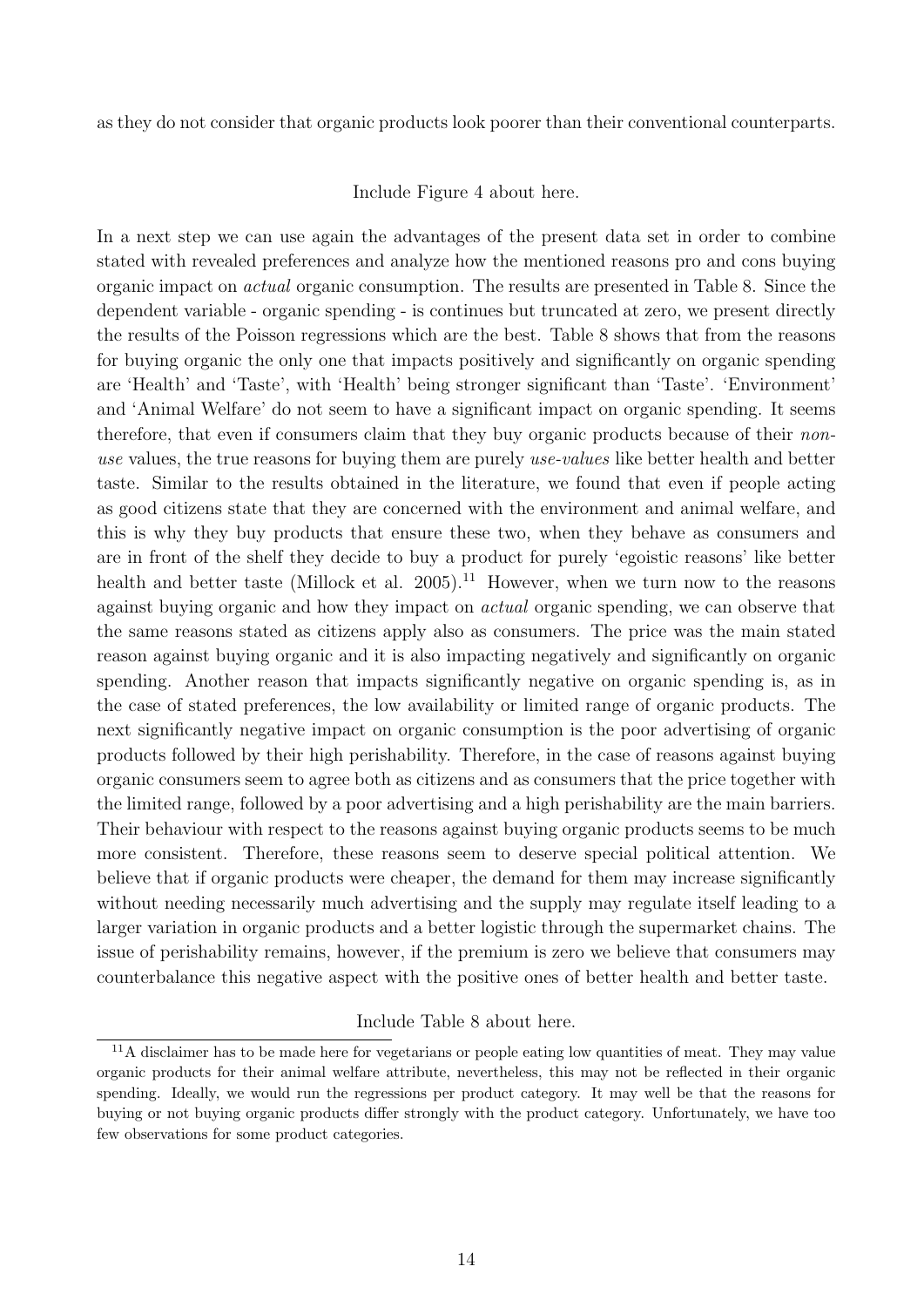as they do not consider that organic products look poorer than their conventional counterparts.

Include Figure 4 about here.

In a next step we can use again the advantages of the present data set in order to combine stated with revealed preferences and analyze how the mentioned reasons pro and cons buying organic impact on *actual* organic consumption. The results are presented in Table 8. Since the dependent variable - organic spending - is continues but truncated at zero, we present directly the results of the Poisson regressions which are the best. Table 8 shows that from the reasons for buying organic the only one that impacts positively and significantly on organic spending are 'Health' and 'Taste', with 'Health' being stronger significant than 'Taste'. 'Environment' and 'Animal Welfare' do not seem to have a significant impact on organic spending. It seems therefore, that even if consumers claim that they buy organic products because of their *non-use* values, the true reasons for buying them are purely *use-values* like better health and better taste. Similar to the results obtained in the literature, we found that even if people acting as good citizens state that they are concerned with the environment and animal welfare, and this is why they buy products that ensure these two, when they behave as consumers and are in front of the shelf they decide to buy a product for purely 'egoistic reasons' like better health and better taste (Millock et al. 2005).[11] However, when we turn now to the reasons against buying organic and how they impact on *actual* organic spending, we can observe that the same reasons stated as citizens apply also as consumers. The price was the main stated reason against buying organic and it is also impacting negatively and significantly on organic spending. Another reason that impacts significantly negative on organic spending is, as in the case of stated preferences, the low availability or limited range of organic products. The next significantly negative impact on organic consumption is the poor advertising of organic products followed by their high perishability. Therefore, in the case of reasons against buying organic consumers seem to agree both as citizens and as consumers that the price together with the limited range, followed by a poor advertising and a high perishability are the main barriers. Their behaviour with respect to the reasons against buying organic products seems to be much more consistent. Therefore, these reasons seem to deserve special political attention. We believe that if organic products were cheaper, the demand for them may increase significantly without needing necessarily much advertising and the supply may regulate itself leading to a larger variation in organic products and a better logistic through the supermarket chains. The issue of perishability remains, however, if the premium is zero we believe that consumers may counterbalance this negative aspect with the positive ones of better health and better taste.

Include Table 8 about here.

[11] A disclaimer has to be made here for vegetarians or people eating low quantities of meat. They may value organic products for their animal welfare attribute, nevertheless, this may not be reflected in their organic spending. Ideally, we would run the regressions per product category. It may well be that the reasons for buying or not buying organic products differ strongly with the product category. Unfortunately, we have too few observations for some product categories.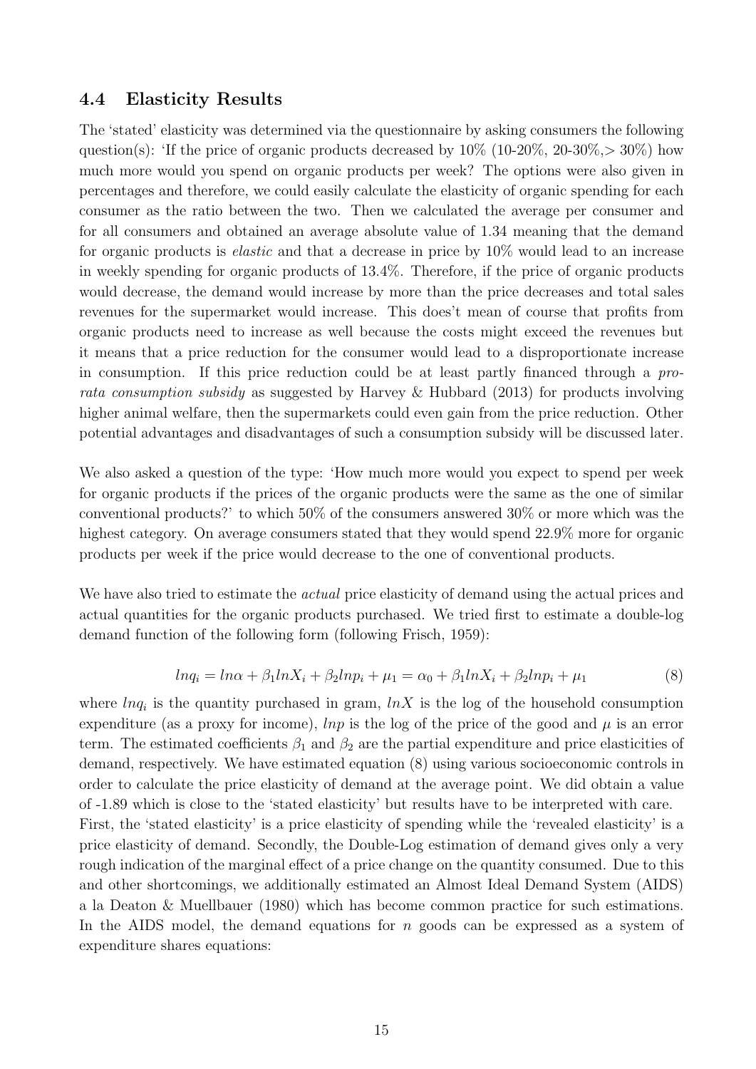### 4.4 Elasticity Results

The 'stated' elasticity was determined via the questionnaire by asking consumers the following question(s): 'If the price of organic products decreased by 10% (10-20%, 20-30%,> 30%) how much more would you spend on organic products per week? The options were also given in percentages and therefore, we could easily calculate the elasticity of organic spending for each consumer as the ratio between the two. Then we calculated the average per consumer and for all consumers and obtained an average absolute value of 1.34 meaning that the demand for organic products is *elastic* and that a decrease in price by 10% would lead to an increase in weekly spending for organic products of 13.4%. Therefore, if the price of organic products would decrease, the demand would increase by more than the price decreases and total sales revenues for the supermarket would increase. This does't mean of course that profits from organic products need to increase as well because the costs might exceed the revenues but it means that a price reduction for the consumer would lead to a disproportionate increase in consumption. If this price reduction could be at least partly financed through a *pro-rata consumption subsidy* as suggested by Harvey & Hubbard (2013) for products involving higher animal welfare, then the supermarkets could even gain from the price reduction. Other potential advantages and disadvantages of such a consumption subsidy will be discussed later.

We also asked a question of the type: 'How much more would you expect to spend per week for organic products if the prices of the organic products were the same as the one of similar conventional products?' to which 50% of the consumers answered 30% or more which was the highest category. On average consumers stated that they would spend 22.9% more for organic products per week if the price would decrease to the one of conventional products.

We have also tried to estimate the *actual* price elasticity of demand using the actual prices and actual quantities for the organic products purchased. We tried first to estimate a double-log demand function of the following form (following Frisch, 1959):

$$lnq_i = ln\alpha + \beta_1 lnX_i + \beta_2 lnp_i + \mu_1 = \alpha_0 + \beta_1 lnX_i + \beta_2 lnp_i + \mu_1 \tag{8}$$

where $lnq_i$ is the quantity purchased in gram, $lnX$ is the log of the household consumption expenditure (as a proxy for income), $lnp$ is the log of the price of the good and $\mu$ is an error term. The estimated coefficients $\beta_1$ and $\beta_2$ are the partial expenditure and price elasticities of demand, respectively. We have estimated equation (8) using various socioeconomic controls in order to calculate the price elasticity of demand at the average point. We did obtain a value of -1.89 which is close to the 'stated elasticity' but results have to be interpreted with care. First, the 'stated elasticity' is a price elasticity of spending while the 'revealed elasticity' is a price elasticity of demand. Secondly, the Double-Log estimation of demand gives only a very rough indication of the marginal effect of a price change on the quantity consumed. Due to this and other shortcomings, we additionally estimated an Almost Ideal Demand System (AIDS) a la Deaton & Muellbauer (1980) which has become common practice for such estimations. In the AIDS model, the demand equations for $n$ goods can be expressed as a system of expenditure shares equations: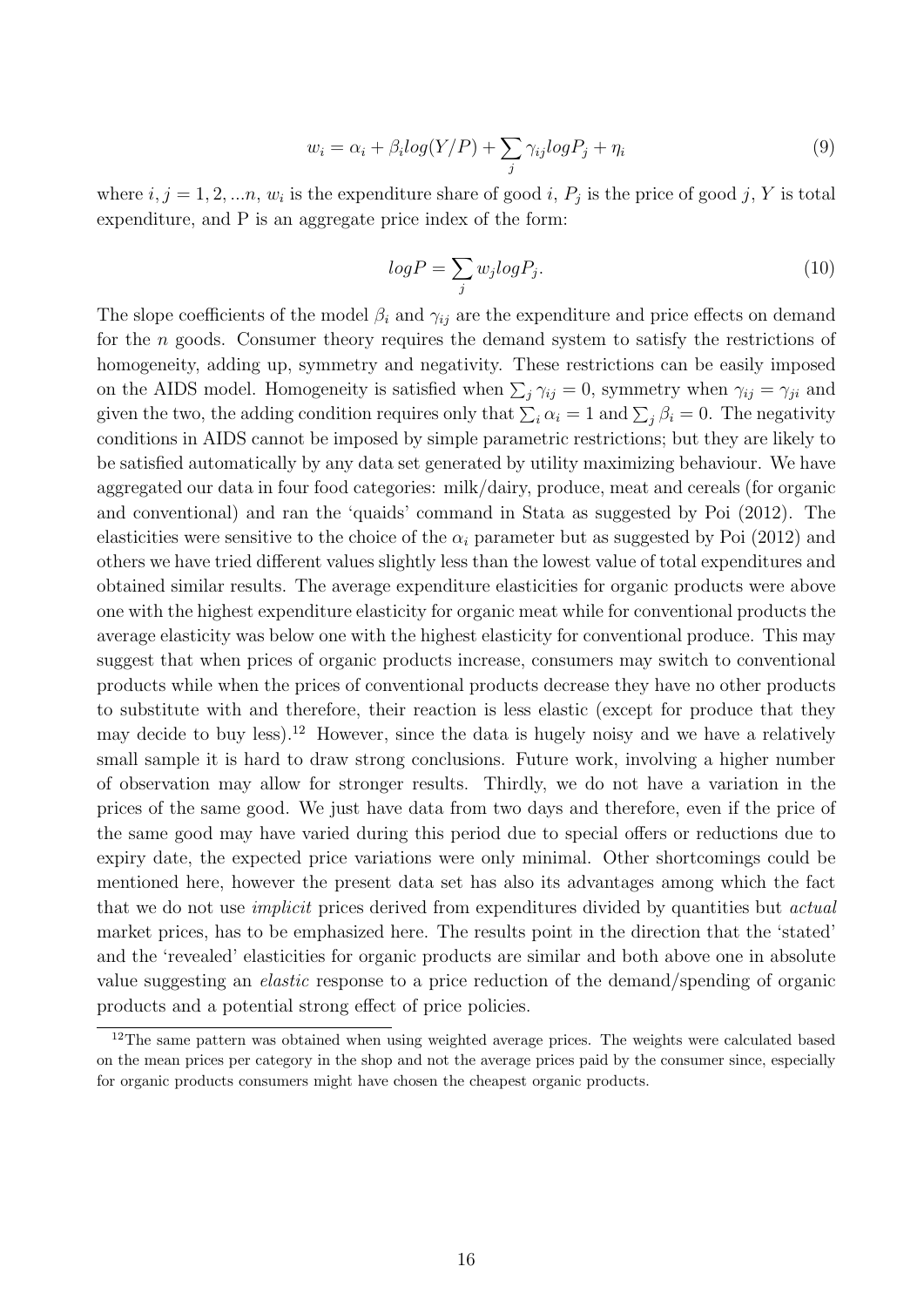$$w_i = \alpha_i + \beta_i log(Y/P) + \sum_j \gamma_{ij} log P_j + \eta_i \tag{9}$$

where $i, j = 1, 2, ...n$, $w_i$ is the expenditure share of good $i$, $P_j$ is the price of good $j$, $Y$ is total expenditure, and P is an aggregate price index of the form:

$$log P = \sum_j w_j log P_j. \tag{10}$$

The slope coefficients of the model $\beta_i$ and $\gamma_{ij}$ are the expenditure and price effects on demand for the $n$ goods. Consumer theory requires the demand system to satisfy the restrictions of homogeneity, adding up, symmetry and negativity. These restrictions can be easily imposed on the AIDS model. Homogeneity is satisfied when $\sum_j \gamma_{ij} = 0$, symmetry when $\gamma_{ij} = \gamma_{ji}$ and given the two, the adding condition requires only that $\sum_i \alpha_i = 1$ and $\sum_j \beta_i = 0$. The negativity conditions in AIDS cannot be imposed by simple parametric restrictions; but they are likely to be satisfied automatically by any data set generated by utility maximizing behaviour. We have aggregated our data in four food categories: milk/dairy, produce, meat and cereals (for organic and conventional) and ran the 'quaids' command in Stata as suggested by Poi (2012). The elasticities were sensitive to the choice of the $\alpha_i$ parameter but as suggested by Poi (2012) and others we have tried different values slightly less than the lowest value of total expenditures and obtained similar results. The average expenditure elasticities for organic products were above one with the highest expenditure elasticity for organic meat while for conventional products the average elasticity was below one with the highest elasticity for conventional produce. This may suggest that when prices of organic products increase, consumers may switch to conventional products while when the prices of conventional products decrease they have no other products to substitute with and therefore, their reaction is less elastic (except for produce that they may decide to buy less).[12] However, since the data is hugely noisy and we have a relatively small sample it is hard to draw strong conclusions. Future work, involving a higher number of observation may allow for stronger results. Thirdly, we do not have a variation in the prices of the same good. We just have data from two days and therefore, even if the price of the same good may have varied during this period due to special offers or reductions due to expiry date, the expected price variations were only minimal. Other shortcomings could be mentioned here, however the present data set has also its advantages among which the fact that we do not use *implicit* prices derived from expenditures divided by quantities but *actual* market prices, has to be emphasized here. The results point in the direction that the 'stated' and the 'revealed' elasticities for organic products are similar and both above one in absolute value suggesting an *elastic* response to a price reduction of the demand/spending of organic products and a potential strong effect of price policies.

[12] The same pattern was obtained when using weighted average prices. The weights were calculated based on the mean prices per category in the shop and not the average prices paid by the consumer since, especially for organic products consumers might have chosen the cheapest organic products.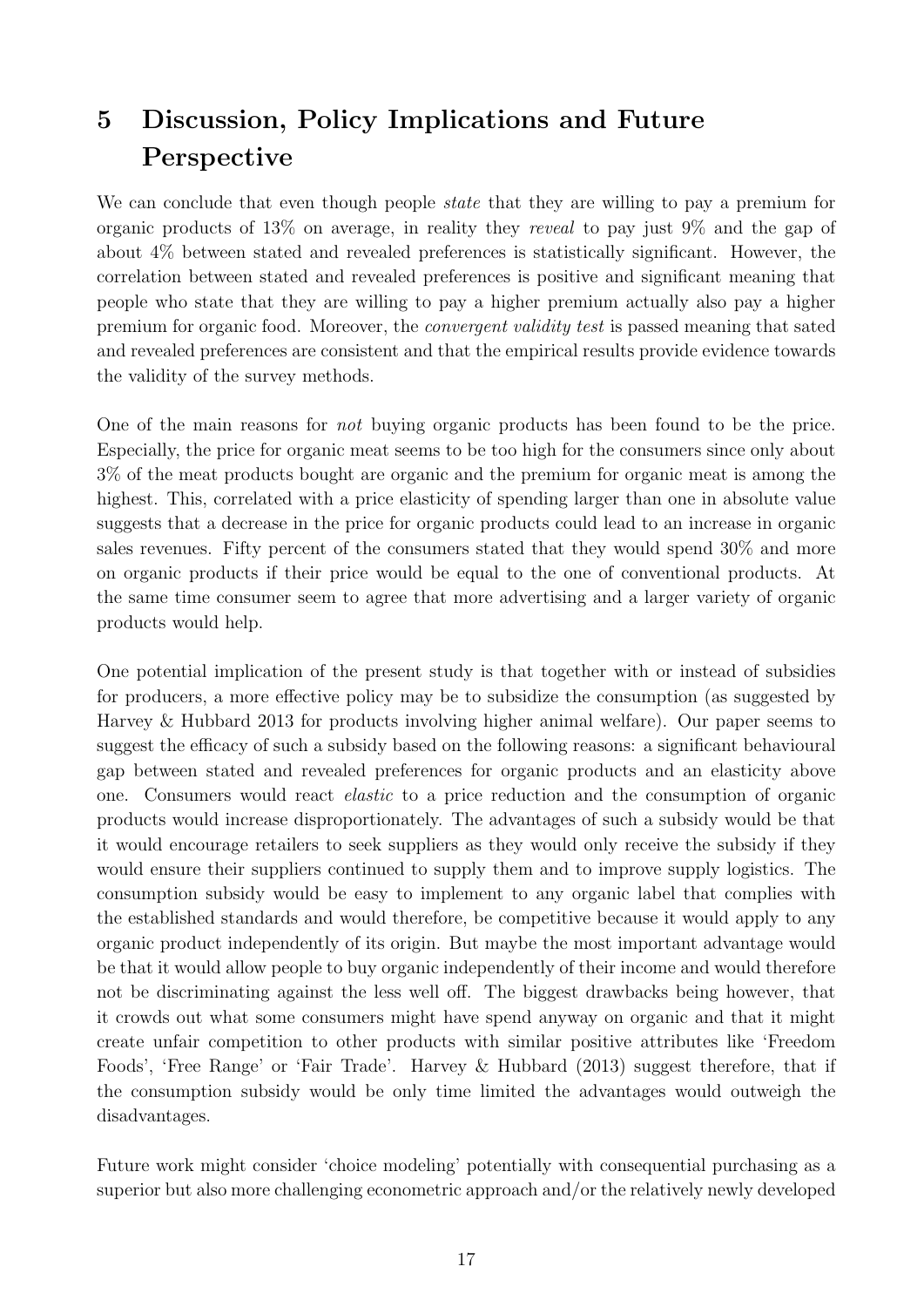# 5 Discussion, Policy Implications and Future Perspective

We can conclude that even though people *state* that they are willing to pay a premium for organic products of 13% on average, in reality they *reveal* to pay just 9% and the gap of about 4% between stated and revealed preferences is statistically significant. However, the correlation between stated and revealed preferences is positive and significant meaning that people who state that they are willing to pay a higher premium actually also pay a higher premium for organic food. Moreover, the *convergent validity test* is passed meaning that sated and revealed preferences are consistent and that the empirical results provide evidence towards the validity of the survey methods.

One of the main reasons for *not* buying organic products has been found to be the price. Especially, the price for organic meat seems to be too high for the consumers since only about 3% of the meat products bought are organic and the premium for organic meat is among the highest. This, correlated with a price elasticity of spending larger than one in absolute value suggests that a decrease in the price for organic products could lead to an increase in organic sales revenues. Fifty percent of the consumers stated that they would spend 30% and more on organic products if their price would be equal to the one of conventional products. At the same time consumer seem to agree that more advertising and a larger variety of organic products would help.

One potential implication of the present study is that together with or instead of subsidies for producers, a more effective policy may be to subsidize the consumption (as suggested by Harvey & Hubbard 2013 for products involving higher animal welfare). Our paper seems to suggest the efficacy of such a subsidy based on the following reasons: a significant behavioural gap between stated and revealed preferences for organic products and an elasticity above one. Consumers would react *elastic* to a price reduction and the consumption of organic products would increase disproportionately. The advantages of such a subsidy would be that it would encourage retailers to seek suppliers as they would only receive the subsidy if they would ensure their suppliers continued to supply them and to improve supply logistics. The consumption subsidy would be easy to implement to any organic label that complies with the established standards and would therefore, be competitive because it would apply to any organic product independently of its origin. But maybe the most important advantage would be that it would allow people to buy organic independently of their income and would therefore not be discriminating against the less well off. The biggest drawbacks being however, that it crowds out what some consumers might have spend anyway on organic and that it might create unfair competition to other products with similar positive attributes like 'Freedom Foods', 'Free Range' or 'Fair Trade'. Harvey & Hubbard (2013) suggest therefore, that if the consumption subsidy would be only time limited the advantages would outweigh the disadvantages.

Future work might consider 'choice modeling' potentially with consequential purchasing as a superior but also more challenging econometric approach and/or the relatively newly developed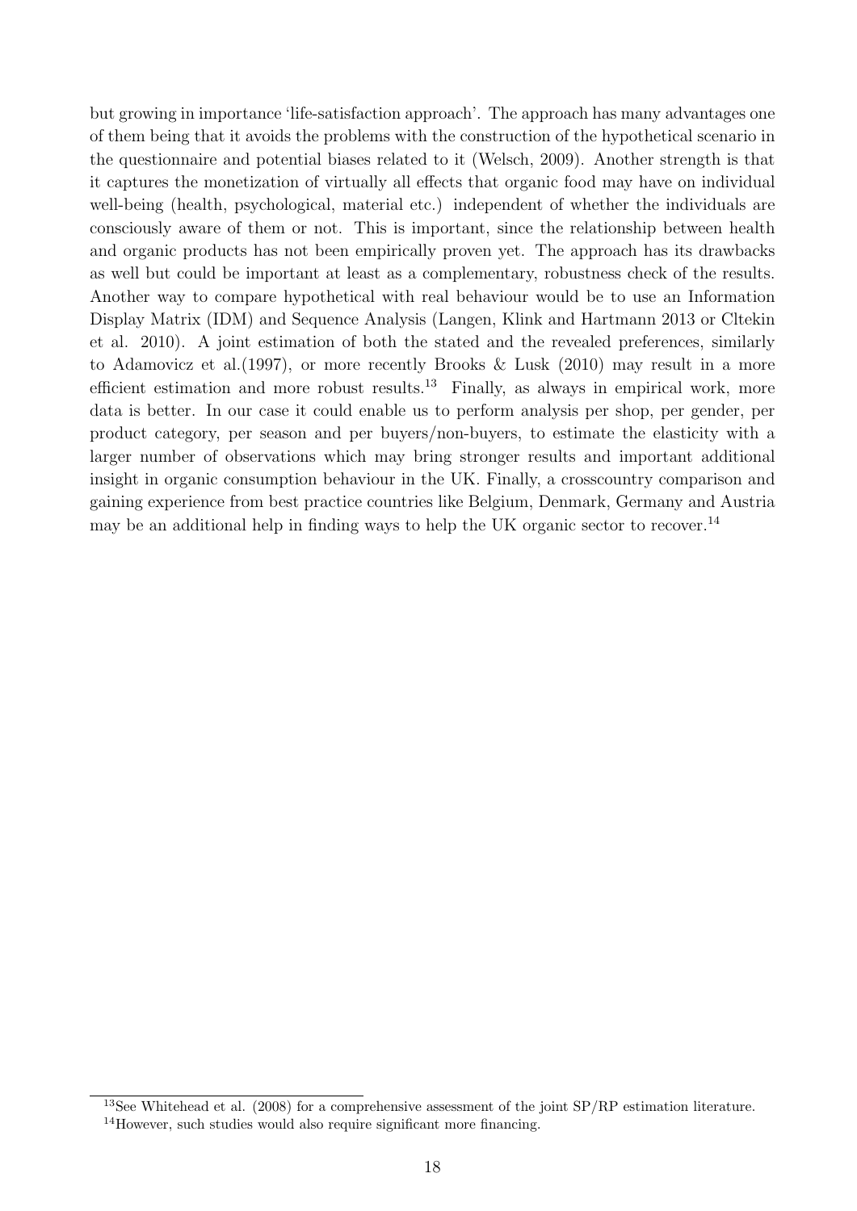but growing in importance 'life-satisfaction approach'. The approach has many advantages one of them being that it avoids the problems with the construction of the hypothetical scenario in the questionnaire and potential biases related to it (Welsch, 2009). Another strength is that it captures the monetization of virtually all effects that organic food may have on individual well-being (health, psychological, material etc.) independent of whether the individuals are consciously aware of them or not. This is important, since the relationship between health and organic products has not been empirically proven yet. The approach has its drawbacks as well but could be important at least as a complementary, robustness check of the results. Another way to compare hypothetical with real behaviour would be to use an Information Display Matrix (IDM) and Sequence Analysis (Langen, Klink and Hartmann 2013 or Cltekin et al. 2010). A joint estimation of both the stated and the revealed preferences, similarly to Adamovicz et al.(1997), or more recently Brooks & Lusk (2010) may result in a more efficient estimation and more robust results.[13] Finally, as always in empirical work, more data is better. In our case it could enable us to perform analysis per shop, per gender, per product category, per season and per buyers/non-buyers, to estimate the elasticity with a larger number of observations which may bring stronger results and important additional insight in organic consumption behaviour in the UK. Finally, a crosscountry comparison and gaining experience from best practice countries like Belgium, Denmark, Germany and Austria may be an additional help in finding ways to help the UK organic sector to recover.[14]

[13] See Whitehead et al. (2008) for a comprehensive assessment of the joint SP/RP estimation literature.

[14] However, such studies would also require significant more financing.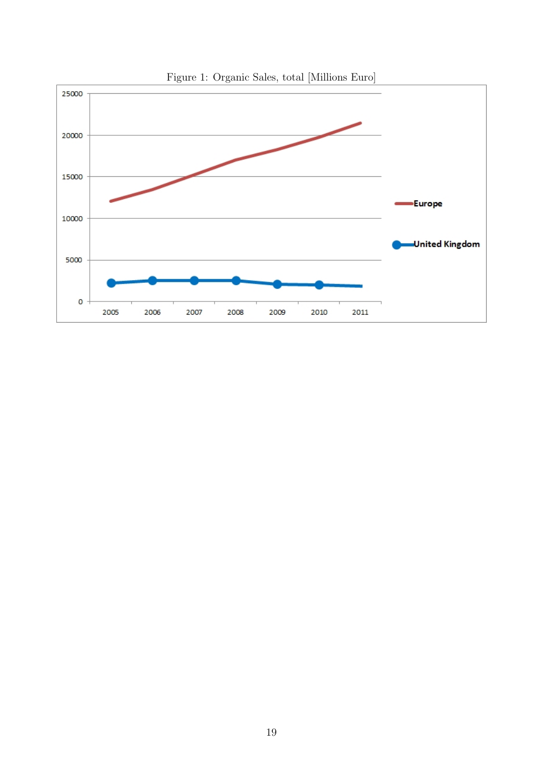Figure 1: Organic Sales, total [Millions Euro]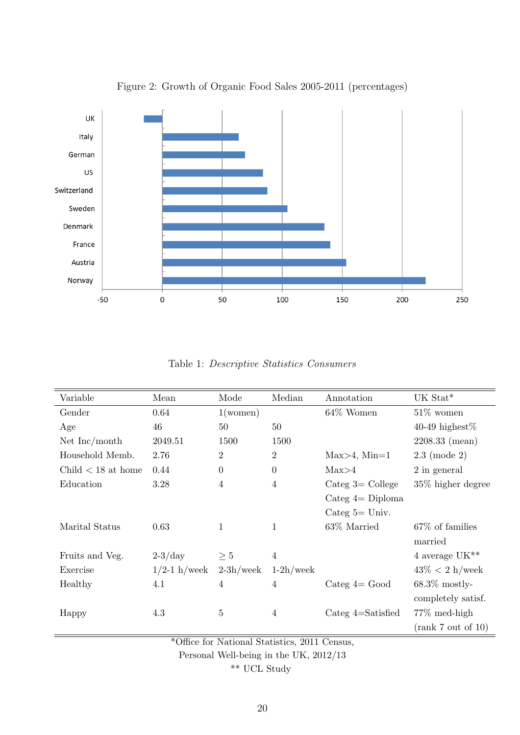Figure 2: Growth of Organic Food Sales 2005-2011 (percentages)

Table 1: *Descriptive Statistics Consumers*

| Variable | Mean | Mode | Median | Annotation | UK Stat* |
|---|---|---|---|---|---|
| Gender | 0.64 | 1(women) | | 64% Women | 51% women |
| Age | 46 | 50 | 50 | | 40-49 highest% |
| Net Inc/month | 2049.51 | 1500 | 1500 | | 2208.33 (mean) |
| Household Memb. | 2.76 | 2 | 2 | Max>4, Min=1 | 2.3 (mode 2) |
| Child < 18 at home | 0.44 | 0 | 0 | Max>4 | 2 in general |
| Education | 3.28 | 4 | 4 | Categ 3= College Categ 4= Diploma Categ 5= Univ. | 35% higher degree |
| Marital Status | 0.63 | 1 | 1 | 63% Married | 67% of families married |
| Fruits and Veg. | 2-3/day | $\geq 5$ | 4 | | 4 average UK** |
| Exercise | 1/2-1 h/week | 2-3h/week | 1-2h/week | | 43% < 2 h/week |
| Healthy | 4.1 | 4 | 4 | Categ 4= Good | 68.3% mostly-completely satisf. |
| Happy | 4.3 | 5 | 4 | Categ 4=Satisfied | 77% med-high (rank 7 out of 10) |

*Office for National Statistics, 2011 Census,
Personal Well-being in the UK, 2012/13
** UCL Study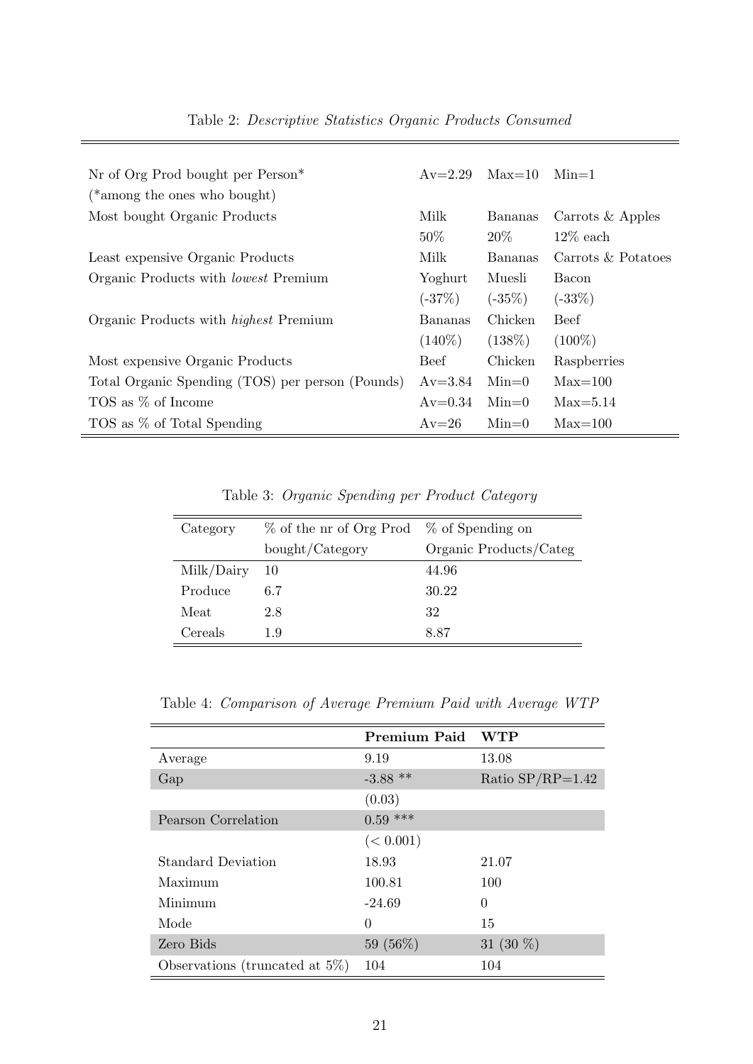Table 2: *Descriptive Statistics Organic Products Consumed*

| | | | |
|---|---|---|---|
| Nr of Org Prod bought per Person* | Av=2.29 | Max=10 | Min=1 |
| (*among the ones who bought) | | | |
| Most bought Organic Products | Milk | Bananas | Carrots & Apples |
| | 50% | 20% | 12% each |
| Least expensive Organic Products | Milk | Bananas | Carrots & Potatoes |
| Organic Products with *lowest* Premium | Yoghurt | Muesli | Bacon |
| | (-37%) | (-35%) | (-33%) |
| Organic Products with *highest* Premium | Bananas | Chicken | Beef |
| | (140%) | (138%) | (100%) |
| Most expensive Organic Products | Beef | Chicken | Raspberries |
| Total Organic Spending (TOS) per person (Pounds) | Av=3.84 | Min=0 | Max=100 |
| TOS as % of Income | Av=0.34 | Min=0 | Max=5.14 |
| TOS as % of Total Spending | Av=26 | Min=0 | Max=100 |

Table 3: *Organic Spending per Product Category*

| Category | % of the nr of Org Prod bought/Category | % of Spending on Organic Products/Categ |
|---|---|---|
| Milk/Dairy | 10 | 44.96 |
| Produce | 6.7 | 30.22 |
| Meat | 2.8 | 32 |
| Cereals | 1.9 | 8.87 |

Table 4: *Comparison of Average Premium Paid with Average WTP*

| | **Premium Paid** | **WTP** |
|---|---|---|
| Average | 9.19 | 13.08 |
| Gap | -3.88 ** | Ratio SP/RP=1.42 |
| | (0.03) | |
| Pearson Correlation | 0.59 *** | |
| | (< 0.001) | |
| Standard Deviation | 18.93 | 21.07 |
| Maximum | 100.81 | 100 |
| Minimum | -24.69 | 0 |
| Mode | 0 | 15 |
| Zero Bids | 59 (56%) | 31 (30 %) |
| Observations (truncated at 5%) | 104 | 104 |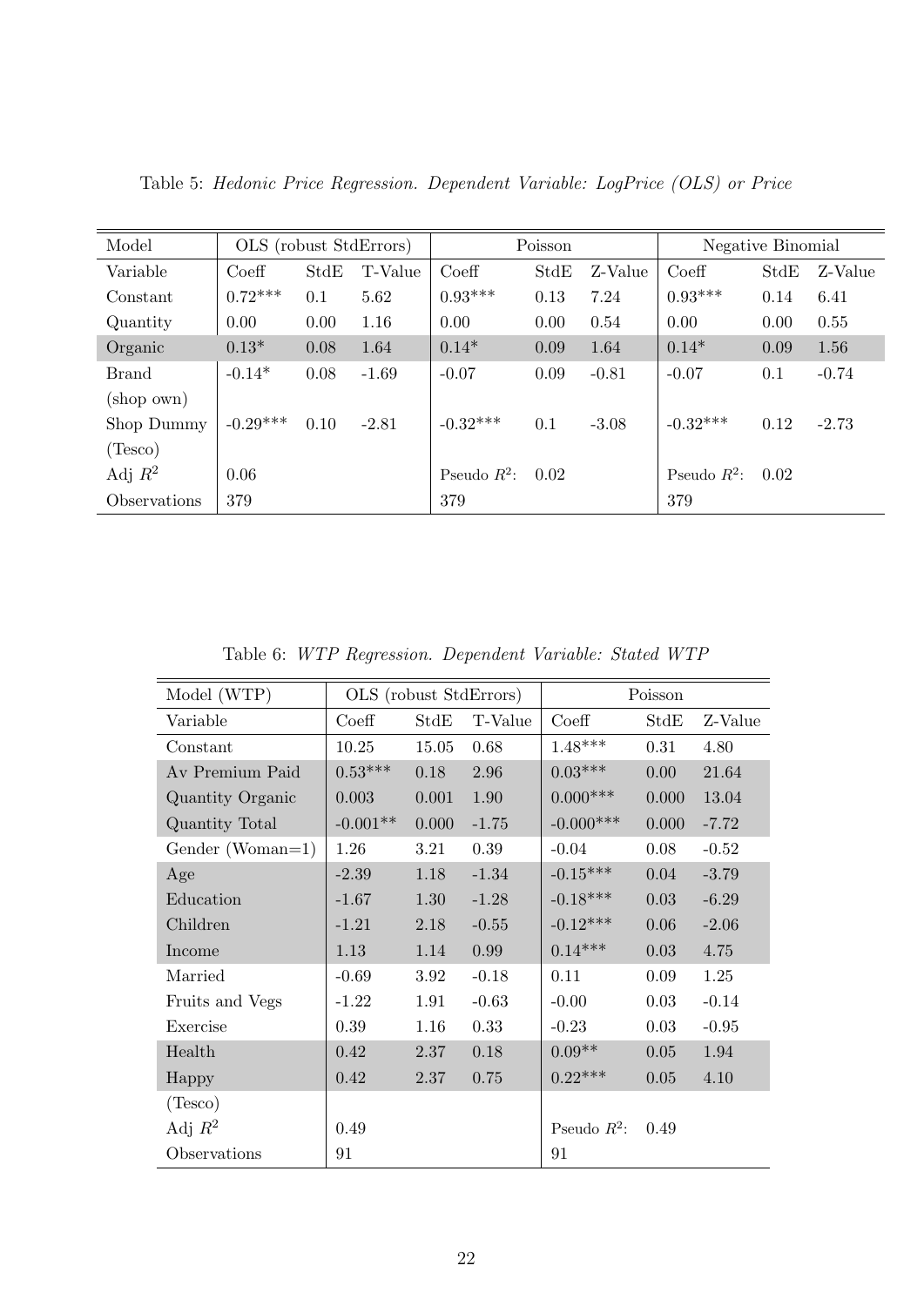Table 5: *Hedonic Price Regression. Dependent Variable: LogPrice (OLS) or Price*

| Model | OLS (robust StdErrors) | | | Poisson | | | Negative Binomial | | |
|---|---|---|---|---|---|---|---|---|---|
| Variable | Coeff | StdE | T-Value | Coeff | StdE | Z-Value | Coeff | StdE | Z-Value |
| Constant | 0.72*** | 0.1 | 5.62 | 0.93*** | 0.13 | 7.24 | 0.93*** | 0.14 | 6.41 |
| Quantity | 0.00 | 0.00 | 1.16 | 0.00 | 0.00 | 0.54 | 0.00 | 0.00 | 0.55 |
| Organic | 0.13* | 0.08 | 1.64 | 0.14* | 0.09 | 1.64 | 0.14* | 0.09 | 1.56 |
| Brand (shop own) | -0.14* | 0.08 | -1.69 | -0.07 | 0.09 | -0.81 | -0.07 | 0.1 | -0.74 |
| Shop Dummy (Tesco) | -0.29*** | 0.10 | -2.81 | -0.32*** | 0.1 | -3.08 | -0.32*** | 0.12 | -2.73 |
| Adj $R^2$ | 0.06 | | | Pseudo $R^2$: | 0.02 | | Pseudo $R^2$: | 0.02 | |
| Observations | 379 | | | 379 | | | 379 | | |

Table 6: *WTP Regression. Dependent Variable: Stated WTP*

| Model (WTP) | OLS (robust StdErrors) | | | Poisson | | |
|---|---|---|---|---|---|---|
| Variable | Coeff | StdE | T-Value | Coeff | StdE | Z-Value |
| Constant | 10.25 | 15.05 | 0.68 | 1.48*** | 0.31 | 4.80 |
| Av Premium Paid | 0.53*** | 0.18 | 2.96 | 0.03*** | 0.00 | 21.64 |
| Quantity Organic | 0.003 | 0.001 | 1.90 | 0.000*** | 0.000 | 13.04 |
| Quantity Total | -0.001** | 0.000 | -1.75 | -0.000*** | 0.000 | -7.72 |
| Gender (Woman=1) | 1.26 | 3.21 | 0.39 | -0.04 | 0.08 | -0.52 |
| Age | -2.39 | 1.18 | -1.34 | -0.15*** | 0.04 | -3.79 |
| Education | -1.67 | 1.30 | -1.28 | -0.18*** | 0.03 | -6.29 |
| Children | -1.21 | 2.18 | -0.55 | -0.12*** | 0.06 | -2.06 |
| Income | 1.13 | 1.14 | 0.99 | 0.14*** | 0.03 | 4.75 |
| Married | -0.69 | 3.92 | -0.18 | 0.11 | 0.09 | 1.25 |
| Fruits and Vegs | -1.22 | 1.91 | -0.63 | -0.00 | 0.03 | -0.14 |
| Exercise | 0.39 | 1.16 | 0.33 | -0.23 | 0.03 | -0.95 |
| Health | 0.42 | 2.37 | 0.18 | 0.09** | 0.05 | 1.94 |
| Happy | 0.42 | 2.37 | 0.75 | 0.22*** | 0.05 | 4.10 |
| (Tesco) | | | | | | |
| Adj $R^2$ | 0.49 | | | Pseudo $R^2$: | 0.49 | |
| Observations | 91 | | | 91 | | |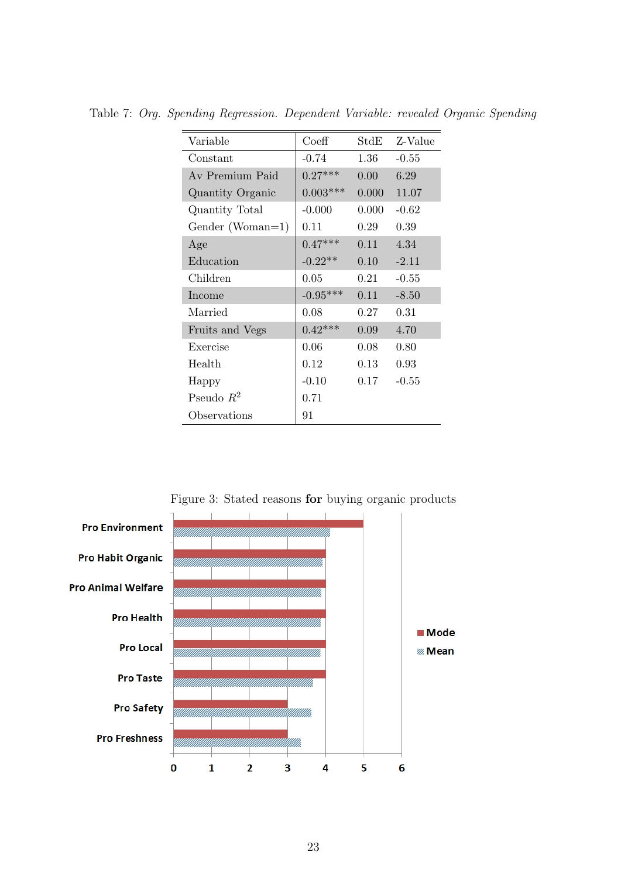Table 7: *Org. Spending Regression. Dependent Variable: revealed Organic Spending*

| Variable | Coeff | StdE | Z-Value |
|---|---|---|---|
| Constant | -0.74 | 1.36 | -0.55 |
| Av Premium Paid | 0.27*** | 0.00 | 6.29 |
| Quantity Organic | 0.003*** | 0.000 | 11.07 |
| Quantity Total | -0.000 | 0.000 | -0.62 |
| Gender (Woman=1) | 0.11 | 0.29 | 0.39 |
| Age | 0.47*** | 0.11 | 4.34 |
| Education | -0.22** | 0.10 | -2.11 |
| Children | 0.05 | 0.21 | -0.55 |
| Income | -0.95*** | 0.11 | -8.50 |
| Married | 0.08 | 0.27 | 0.31 |
| Fruits and Vegs | 0.42*** | 0.09 | 4.70 |
| Exercise | 0.06 | 0.08 | 0.80 |
| Health | 0.12 | 0.13 | 0.93 |
| Happy | -0.10 | 0.17 | -0.55 |
| Pseudo $R^2$ | 0.71 | | |
| Observations | 91 | | |

Figure 3: Stated reasons **for** buying organic products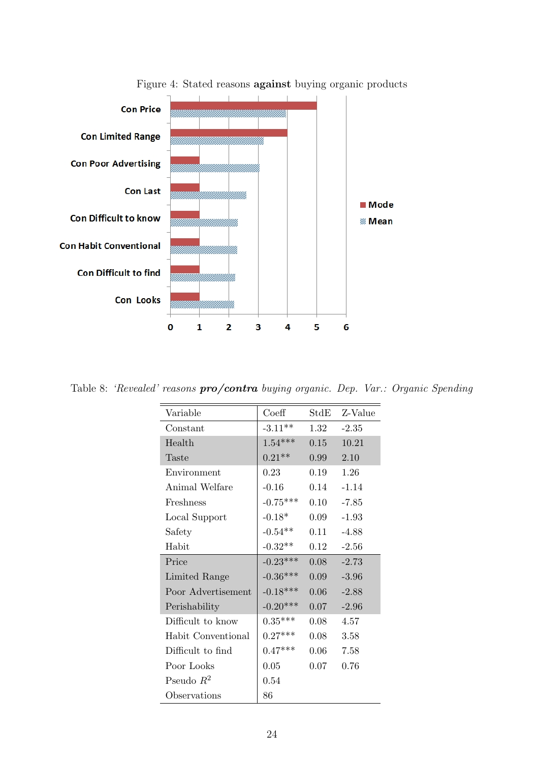Figure 4: Stated reasons **against** buying organic products

Table 8: *'Revealed' reasons* ***pro/contra*** *buying organic. Dep. Var.: Organic Spending*

| Variable | Coeff | StdE | Z-Value |
|---|---|---|---|
| Constant | -3.11** | 1.32 | -2.35 |
| Health | 1.54*** | 0.15 | 10.21 |
| Taste | 0.21** | 0.99 | 2.10 |
| Environment | 0.23 | 0.19 | 1.26 |
| Animal Welfare | -0.16 | 0.14 | -1.14 |
| Freshness | -0.75*** | 0.10 | -7.85 |
| Local Support | -0.18* | 0.09 | -1.93 |
| Safety | -0.54** | 0.11 | -4.88 |
| Habit | -0.32** | 0.12 | -2.56 |
| Price | -0.23*** | 0.08 | -2.73 |
| Limited Range | -0.36*** | 0.09 | -3.96 |
| Poor Advertisement | -0.18*** | 0.06 | -2.88 |
| Perishability | -0.20*** | 0.07 | -2.96 |
| Difficult to know | 0.35*** | 0.08 | 4.57 |
| Habit Conventional | 0.27*** | 0.08 | 3.58 |
| Difficult to find | 0.47*** | 0.06 | 7.58 |
| Poor Looks | 0.05 | 0.07 | 0.76 |
| Pseudo $R^2$ | 0.54 | | |
| Observations | 86 | | |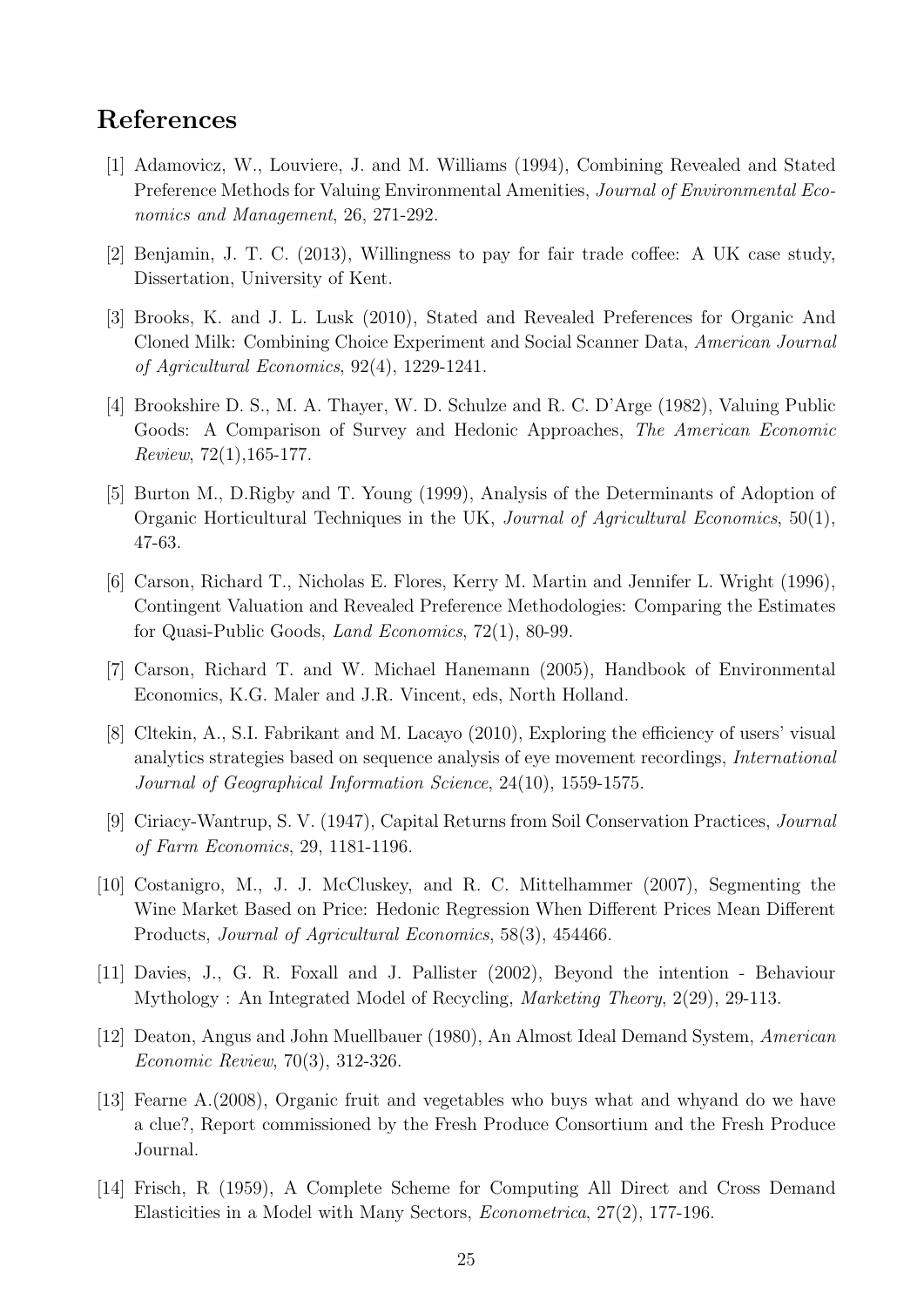# References

[1] Adamovicz, W., Louviere, J. and M. Williams (1994), Combining Revealed and Stated Preference Methods for Valuing Environmental Amenities, *Journal of Environmental Economics and Management*, 26, 271-292.

[2] Benjamin, J. T. C. (2013), Willingness to pay for fair trade coffee: A UK case study, Dissertation, University of Kent.

[3] Brooks, K. and J. L. Lusk (2010), Stated and Revealed Preferences for Organic And Cloned Milk: Combining Choice Experiment and Social Scanner Data, *American Journal of Agricultural Economics*, 92(4), 1229-1241.

[4] Brookshire D. S., M. A. Thayer, W. D. Schulze and R. C. D'Arge (1982), Valuing Public Goods: A Comparison of Survey and Hedonic Approaches, *The American Economic Review*, 72(1),165-177.

[5] Burton M., D.Rigby and T. Young (1999), Analysis of the Determinants of Adoption of Organic Horticultural Techniques in the UK, *Journal of Agricultural Economics*, 50(1), 47-63.

[6] Carson, Richard T., Nicholas E. Flores, Kerry M. Martin and Jennifer L. Wright (1996), Contingent Valuation and Revealed Preference Methodologies: Comparing the Estimates for Quasi-Public Goods, *Land Economics*, 72(1), 80-99.

[7] Carson, Richard T. and W. Michael Hanemann (2005), Handbook of Environmental Economics, K.G. Maler and J.R. Vincent, eds, North Holland.

[8] Cltekin, A., S.I. Fabrikant and M. Lacayo (2010), Exploring the efficiency of users' visual analytics strategies based on sequence analysis of eye movement recordings, *International Journal of Geographical Information Science*, 24(10), 1559-1575.

[9] Ciriacy-Wantrup, S. V. (1947), Capital Returns from Soil Conservation Practices, *Journal of Farm Economics*, 29, 1181-1196.

[10] Costanigro, M., J. J. McCluskey, and R. C. Mittelhammer (2007), Segmenting the Wine Market Based on Price: Hedonic Regression When Different Prices Mean Different Products, *Journal of Agricultural Economics*, 58(3), 454466.

[11] Davies, J., G. R. Foxall and J. Pallister (2002), Beyond the intention - Behaviour Mythology : An Integrated Model of Recycling, *Marketing Theory*, 2(29), 29-113.

[12] Deaton, Angus and John Muellbauer (1980), An Almost Ideal Demand System, *American Economic Review*, 70(3), 312-326.

[13] Fearne A.(2008), Organic fruit and vegetables who buys what and whyand do we have a clue?, Report commissioned by the Fresh Produce Consortium and the Fresh Produce Journal.

[14] Frisch, R (1959), A Complete Scheme for Computing All Direct and Cross Demand Elasticities in a Model with Many Sectors, *Econometrica*, 27(2), 177-196.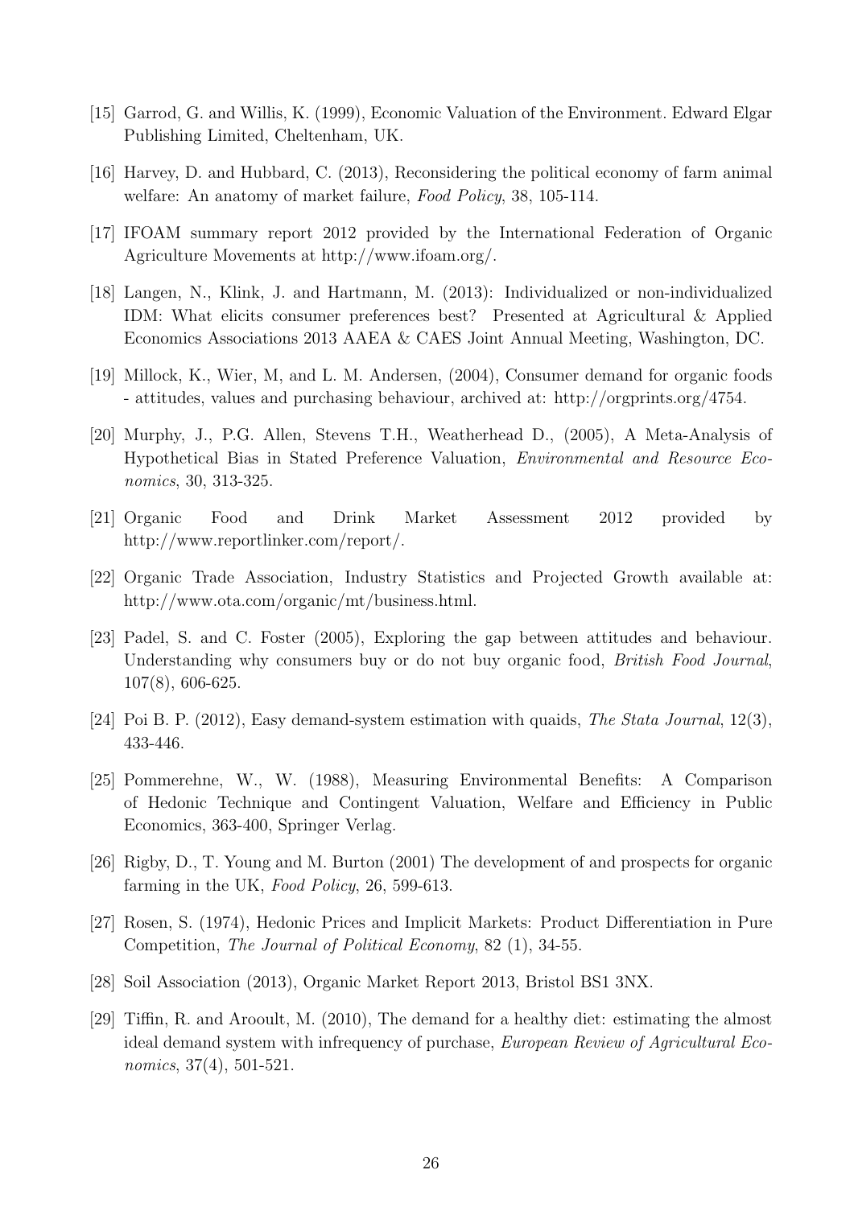[15] Garrod, G. and Willis, K. (1999), Economic Valuation of the Environment. Edward Elgar Publishing Limited, Cheltenham, UK.

[16] Harvey, D. and Hubbard, C. (2013), Reconsidering the political economy of farm animal welfare: An anatomy of market failure, *Food Policy*, 38, 105-114.

[17] IFOAM summary report 2012 provided by the International Federation of Organic Agriculture Movements at http://www.ifoam.org/.

[18] Langen, N., Klink, J. and Hartmann, M. (2013): Individualized or non-individualized IDM: What elicits consumer preferences best? Presented at Agricultural & Applied Economics Associations 2013 AAEA & CAES Joint Annual Meeting, Washington, DC.

[19] Millock, K., Wier, M, and L. M. Andersen, (2004), Consumer demand for organic foods - attitudes, values and purchasing behaviour, archived at: http://orgprints.org/4754.

[20] Murphy, J., P.G. Allen, Stevens T.H., Weatherhead D., (2005), A Meta-Analysis of Hypothetical Bias in Stated Preference Valuation, *Environmental and Resource Economics*, 30, 313-325.

[21] Organic Food and Drink Market Assessment 2012 provided by http://www.reportlinker.com/report/.

[22] Organic Trade Association, Industry Statistics and Projected Growth available at: http://www.ota.com/organic/mt/business.html.

[23] Padel, S. and C. Foster (2005), Exploring the gap between attitudes and behaviour. Understanding why consumers buy or do not buy organic food, *British Food Journal*, 107(8), 606-625.

[24] Poi B. P. (2012), Easy demand-system estimation with quaids, *The Stata Journal*, 12(3), 433-446.

[25] Pommerehne, W., W. (1988), Measuring Environmental Benefits: A Comparison of Hedonic Technique and Contingent Valuation, Welfare and Efficiency in Public Economics, 363-400, Springer Verlag.

[26] Rigby, D., T. Young and M. Burton (2001) The development of and prospects for organic farming in the UK, *Food Policy*, 26, 599-613.

[27] Rosen, S. (1974), Hedonic Prices and Implicit Markets: Product Differentiation in Pure Competition, *The Journal of Political Economy*, 82 (1), 34-55.

[28] Soil Association (2013), Organic Market Report 2013, Bristol BS1 3NX.

[29] Tiffin, R. and Arooult, M. (2010), The demand for a healthy diet: estimating the almost ideal demand system with infrequency of purchase, *European Review of Agricultural Economics*, 37(4), 501-521.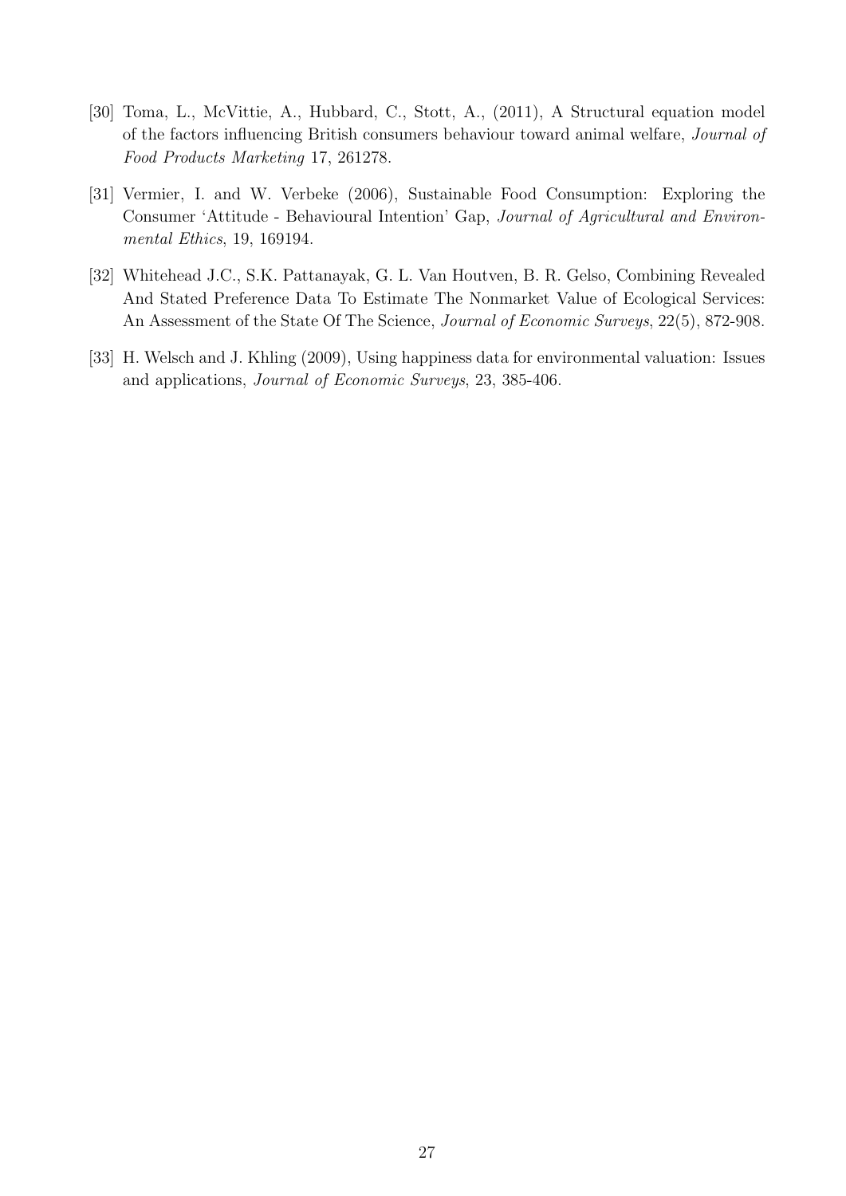[30] Toma, L., McVittie, A., Hubbard, C., Stott, A., (2011), A Structural equation model of the factors influencing British consumers behaviour toward animal welfare, *Journal of Food Products Marketing* 17, 261278.

[31] Vermier, I. and W. Verbeke (2006), Sustainable Food Consumption: Exploring the Consumer 'Attitude - Behavioural Intention' Gap, *Journal of Agricultural and Environmental Ethics*, 19, 169194.

[32] Whitehead J.C., S.K. Pattanayak, G. L. Van Houtven, B. R. Gelso, Combining Revealed And Stated Preference Data To Estimate The Nonmarket Value of Ecological Services: An Assessment of the State Of The Science, *Journal of Economic Surveys*, 22(5), 872-908.

[33] H. Welsch and J. Khling (2009), Using happiness data for environmental valuation: Issues and applications, *Journal of Economic Surveys*, 23, 385-406.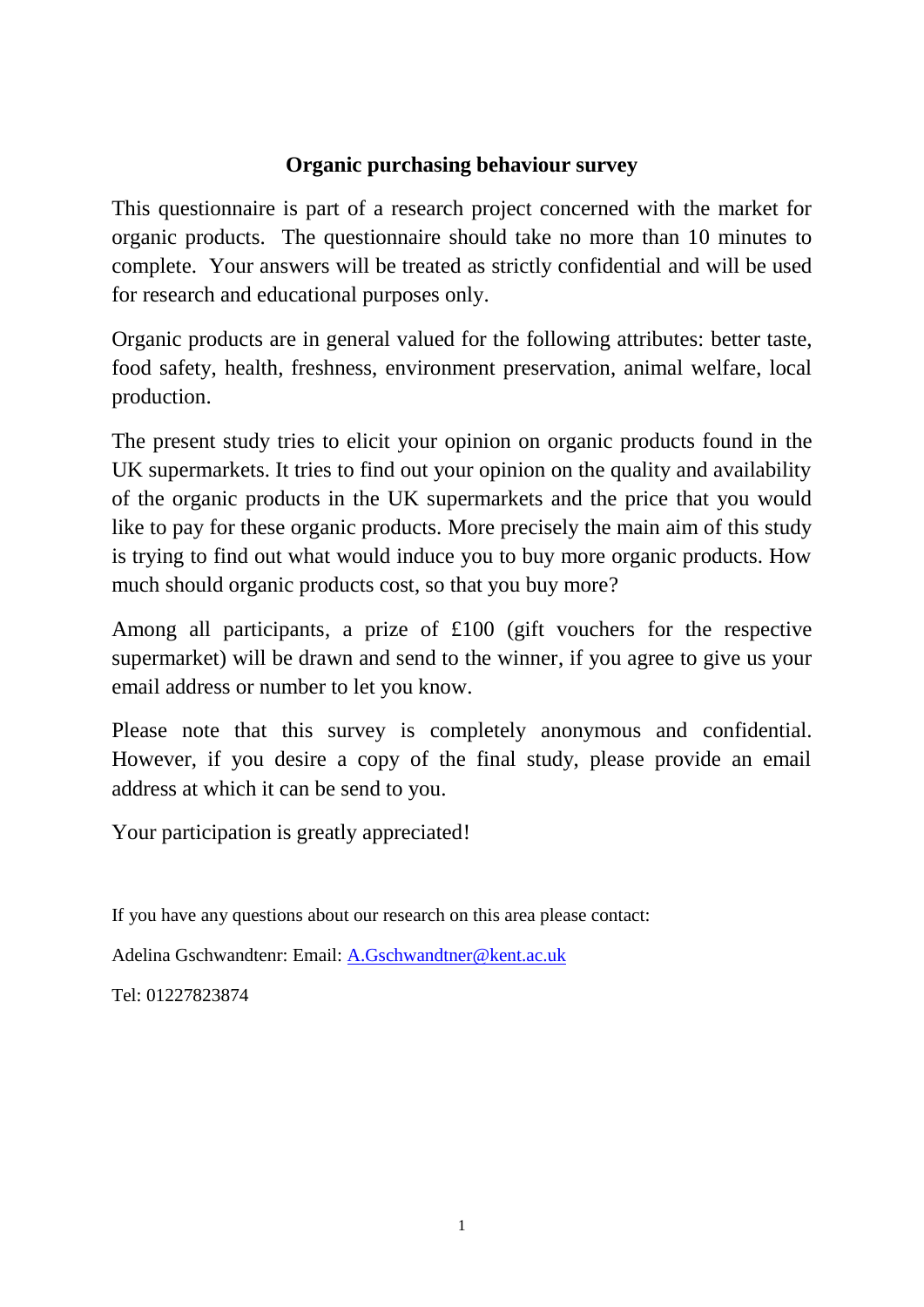**Organic purchasing behaviour survey**

This questionnaire is part of a research project concerned with the market for organic products. The questionnaire should take no more than 10 minutes to complete. Your answers will be treated as strictly confidential and will be used for research and educational purposes only.

Organic products are in general valued for the following attributes: better taste, food safety, health, freshness, environment preservation, animal welfare, local production.

The present study tries to elicit your opinion on organic products found in the UK supermarkets. It tries to find out your opinion on the quality and availability of the organic products in the UK supermarkets and the price that you would like to pay for these organic products. More precisely the main aim of this study is trying to find out what would induce you to buy more organic products. How much should organic products cost, so that you buy more?

Among all participants, a prize of £100 (gift vouchers for the respective supermarket) will be drawn and send to the winner, if you agree to give us your email address or number to let you know.

Please note that this survey is completely anonymous and confidential. However, if you desire a copy of the final study, please provide an email address at which it can be send to you.

Your participation is greatly appreciated!

If you have any questions about our research on this area please contact:

Adelina Gschwandtenr: Email: A.Gschwandtner@kent.ac.uk

Tel: 01227823874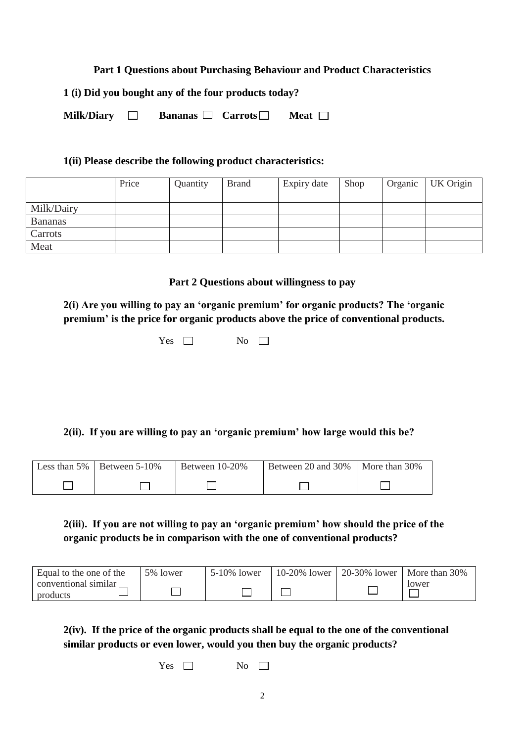**Part 1 Questions about Purchasing Behaviour and Product Characteristics**

**1 (i) Did you bought any of the four products today?**

**Milk/Diary** ☐ **Bananas** ☐ **Carrots** ☐ **Meat** ☐

**1(ii) Please describe the following product characteristics:**

| | Price | Quantity | Brand | Expiry date | Shop | Organic | UK Origin |
|---|---|---|---|---|---|---|---|
| Milk/Dairy | | | | | | | |
| Bananas | | | | | | | |
| Carrots | | | | | | | |
| Meat | | | | | | | |

**Part 2 Questions about willingness to pay**

**2(i) Are you willing to pay an 'organic premium' for organic products? The 'organic premium' is the price for organic products above the price of conventional products.**

Yes ☐ No ☐

**2(ii). If you are willing to pay an 'organic premium' how large would this be?**

| Less than 5% | Between 5-10% | Between 10-20% | Between 20 and 30% | More than 30% |
|---|---|---|---|---|
| ☐ | ☐ | ☐ | ☐ | ☐ |

**2(iii). If you are not willing to pay an 'organic premium' how should the price of the organic products be in comparison with the one of conventional products?**

| Equal to the one of the conventional similar products | 5% lower | 5-10% lower | 10-20% lower | 20-30% lower | More than 30% lower |
|---|---|---|---|---|---|
| ☐ | ☐ | ☐ | ☐ | ☐ | ☐ |

**2(iv). If the price of the organic products shall be equal to the one of the conventional similar products or even lower, would you then buy the organic products?**

Yes ☐ No ☐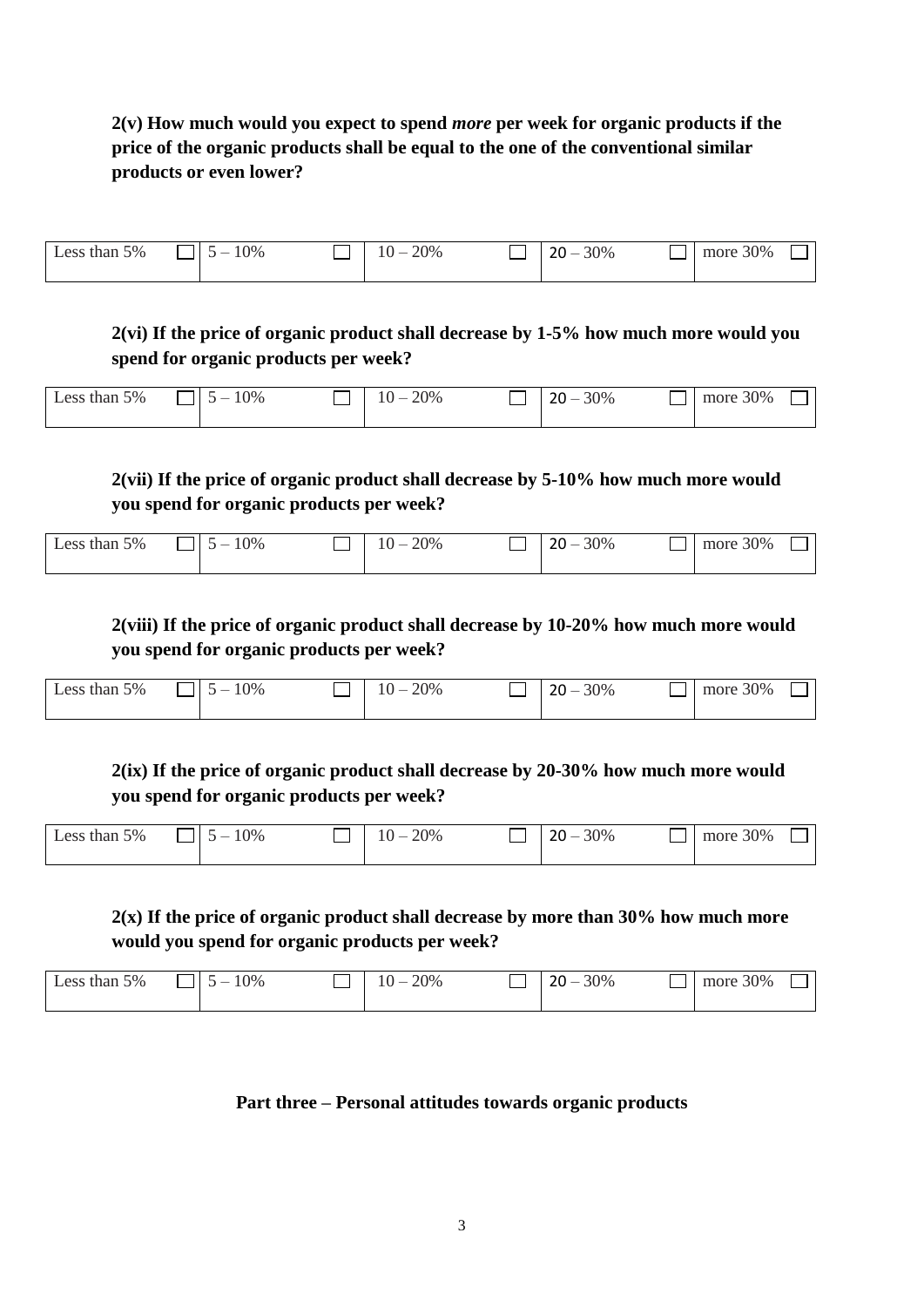**2(v) How much would you expect to spend *more* per week for organic products if the price of the organic products shall be equal to the one of the conventional similar products or even lower?**

| Less than 5% ☐ | 5 – 10% ☐ | 10 – 20% ☐ | 20 – 30% ☐ | more 30% ☐ |
|---|---|---|---|---|

**2(vi) If the price of organic product shall decrease by 1-5% how much more would you spend for organic products per week?**

| Less than 5% ☐ | 5 – 10% ☐ | 10 – 20% ☐ | 20 – 30% ☐ | more 30% ☐ |
|---|---|---|---|---|

**2(vii) If the price of organic product shall decrease by 5-10% how much more would you spend for organic products per week?**

| Less than 5% ☐ | 5 – 10% ☐ | 10 – 20% ☐ | 20 – 30% ☐ | more 30% ☐ |
|---|---|---|---|---|

**2(viii) If the price of organic product shall decrease by 10-20% how much more would you spend for organic products per week?**

| Less than 5% ☐ | 5 – 10% ☐ | 10 – 20% ☐ | 20 – 30% ☐ | more 30% ☐ |
|---|---|---|---|---|

**2(ix) If the price of organic product shall decrease by 20-30% how much more would you spend for organic products per week?**

| Less than 5% ☐ | 5 – 10% ☐ | 10 – 20% ☐ | 20 – 30% ☐ | more 30% ☐ |
|---|---|---|---|---|

**2(x) If the price of organic product shall decrease by more than 30% how much more would you spend for organic products per week?**

| Less than 5% ☐ | 5 – 10% ☐ | 10 – 20% ☐ | 20 – 30% ☐ | more 30% ☐ |
|---|---|---|---|---|

## Part three – Personal attitudes towards organic products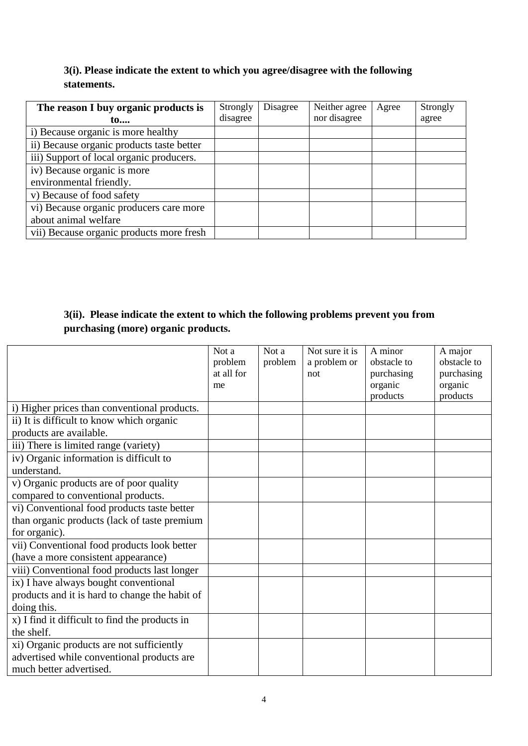**3(i). Please indicate the extent to which you agree/disagree with the following statements.**

| **The reason I buy organic products is to....** | Strongly disagree | Disagree | Neither agree nor disagree | Agree | Strongly agree |
|---|---|---|---|---|---|
| i) Because organic is more healthy | | | | | |
| ii) Because organic products taste better | | | | | |
| iii) Support of local organic producers. | | | | | |
| iv) Because organic is more environmental friendly. | | | | | |
| v) Because of food safety | | | | | |
| vi) Because organic producers care more about animal welfare | | | | | |
| vii) Because organic products more fresh | | | | | |

**3(ii). Please indicate the extent to which the following problems prevent you from purchasing (more) organic products.**

| | Not a problem at all for me | Not a problem | Not sure it is a problem or not | A minor obstacle to purchasing organic products | A major obstacle to purchasing organic products |
|---|---|---|---|---|---|
| i) Higher prices than conventional products. | | | | | |
| ii) It is difficult to know which organic products are available. | | | | | |
| iii) There is limited range (variety) | | | | | |
| iv) Organic information is difficult to understand. | | | | | |
| v) Organic products are of poor quality compared to conventional products. | | | | | |
| vi) Conventional food products taste better than organic products (lack of taste premium for organic). | | | | | |
| vii) Conventional food products look better (have a more consistent appearance) | | | | | |
| viii) Conventional food products last longer | | | | | |
| ix) I have always bought conventional products and it is hard to change the habit of doing this. | | | | | |
| x) I find it difficult to find the products in the shelf. | | | | | |
| xi) Organic products are not sufficiently advertised while conventional products are much better advertised. | | | | | |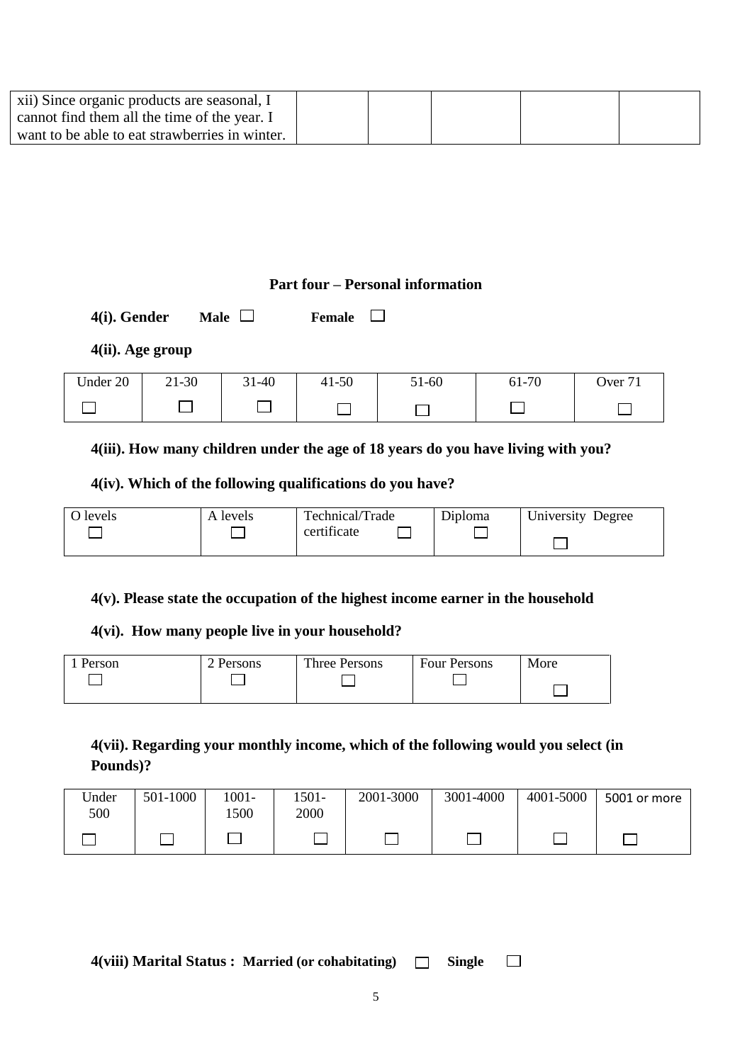| xii) Since organic products are seasonal, I cannot find them all the time of the year. I want to be able to eat strawberries in winter. | | | | |
|---|---|---|---|---|

**Part four – Personal information**

**4(i). Gender** **Male** ☐ **Female** ☐

**4(ii). Age group**

| Under 20 | 21-30 | 31-40 | 41-50 | 51-60 | 61-70 | Over 71 |
|---|---|---|---|---|---|---|
| ☐ | ☐ | ☐ | ☐ | ☐ | ☐ | ☐ |

**4(iii). How many children under the age of 18 years do you have living with you?**

**4(iv). Which of the following qualifications do you have?**

| O levels | A levels | Technical/Trade certificate | Diploma | University Degree |
|---|---|---|---|---|
| ☐ | ☐ | ☐ | ☐ | ☐ |

**4(v). Please state the occupation of the highest income earner in the household**

**4(vi). How many people live in your household?**

| 1 Person | 2 Persons | Three Persons | Four Persons | More |
|---|---|---|---|---|
| ☐ | ☐ | ☐ | ☐ | ☐ |

**4(vii). Regarding your monthly income, which of the following would you select (in Pounds)?**

| Under 500 | 501-1000 | 1001-1500 | 1501-2000 | 2001-3000 | 3001-4000 | 4001-5000 | 5001 or more |
|---|---|---|---|---|---|---|---|
| ☐ | ☐ | ☐ | ☐ | ☐ | ☐ | ☐ | ☐ |

**4(viii) Marital Status : Married (or cohabitating)** ☐ **Single** ☐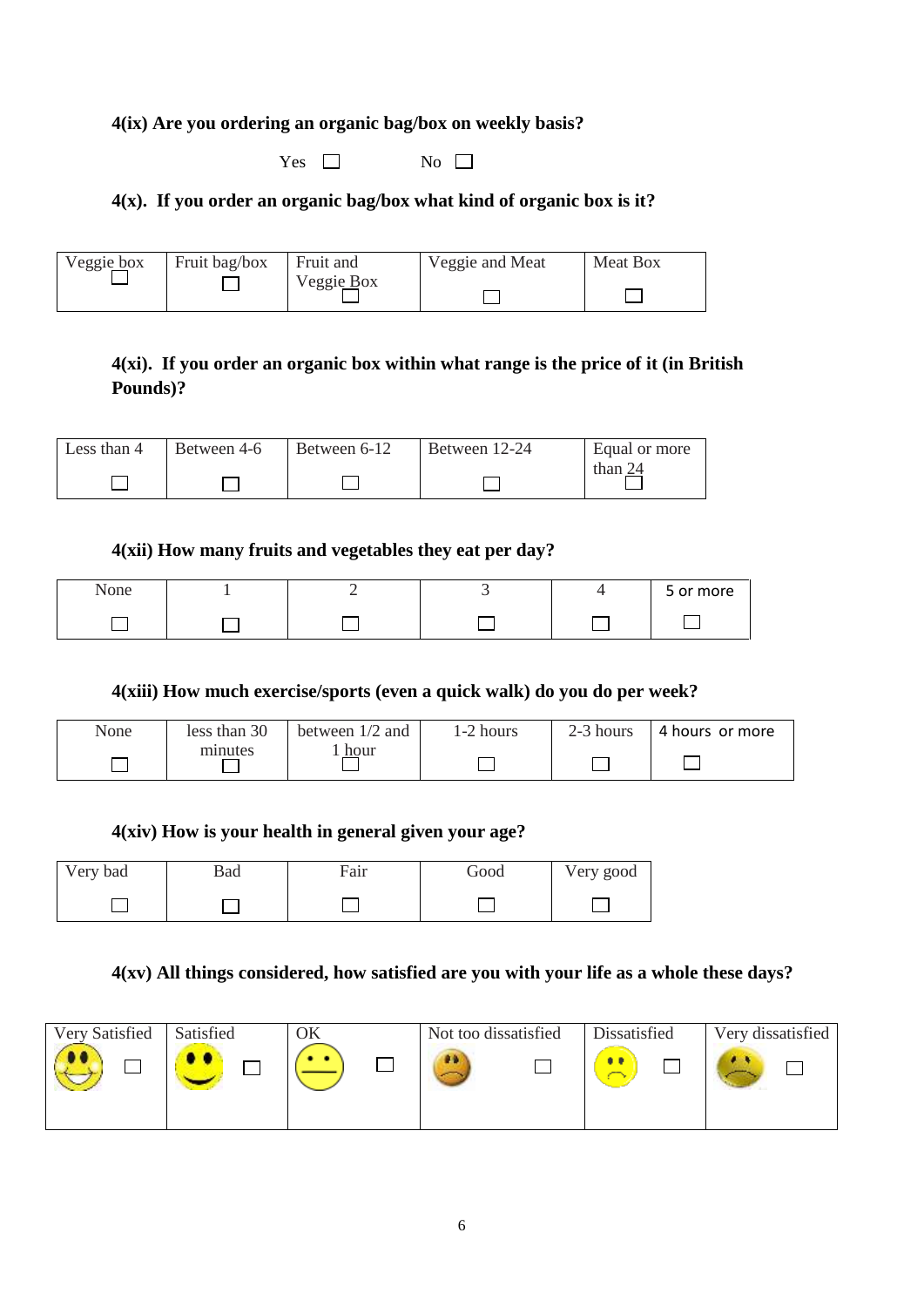**4(ix) Are you ordering an organic bag/box on weekly basis?**

Yes ☐ No ☐

**4(x). If you order an organic bag/box what kind of organic box is it?**

| | | | | |
|---|---|---|---|---|
| Veggie box ☐ | Fruit bag/box ☐ | Fruit and Veggie Box ☐ | Veggie and Meat ☐ | Meat Box ☐ |

**4(xi). If you order an organic box within what range is the price of it (in British Pounds)?**

| | | | | |
|---|---|---|---|---|
| Less than 4 ☐ | Between 4-6 ☐ | Between 6-12 ☐ | Between 12-24 ☐ | Equal or more than 24 ☐ |

**4(xii) How many fruits and vegetables they eat per day?**

| | | | | | |
|---|---|---|---|---|---|
| None ☐ | 1 ☐ | 2 ☐ | 3 ☐ | 4 ☐ | 5 or more ☐ |

**4(xiii) How much exercise/sports (even a quick walk) do you do per week?**

| | | | | | |
|---|---|---|---|---|---|
| None ☐ | less than 30 minutes ☐ | between 1/2 and 1 hour ☐ | 1-2 hours ☐ | 2-3 hours ☐ | 4 hours or more ☐ |

**4(xiv) How is your health in general given your age?**

| | | | | |
|---|---|---|---|---|
| Very bad ☐ | Bad ☐ | Fair ☐ | Good ☐ | Very good ☐ |

**4(xv) All things considered, how satisfied are you with your life as a whole these days?**

| | | | | | |
|---|---|---|---|---|---|
| Very Satisfied ☐ | Satisfied ☐ | OK ☐ | Not too dissatisfied ☐ | Dissatisfied ☐ | Very dissatisfied ☐ |